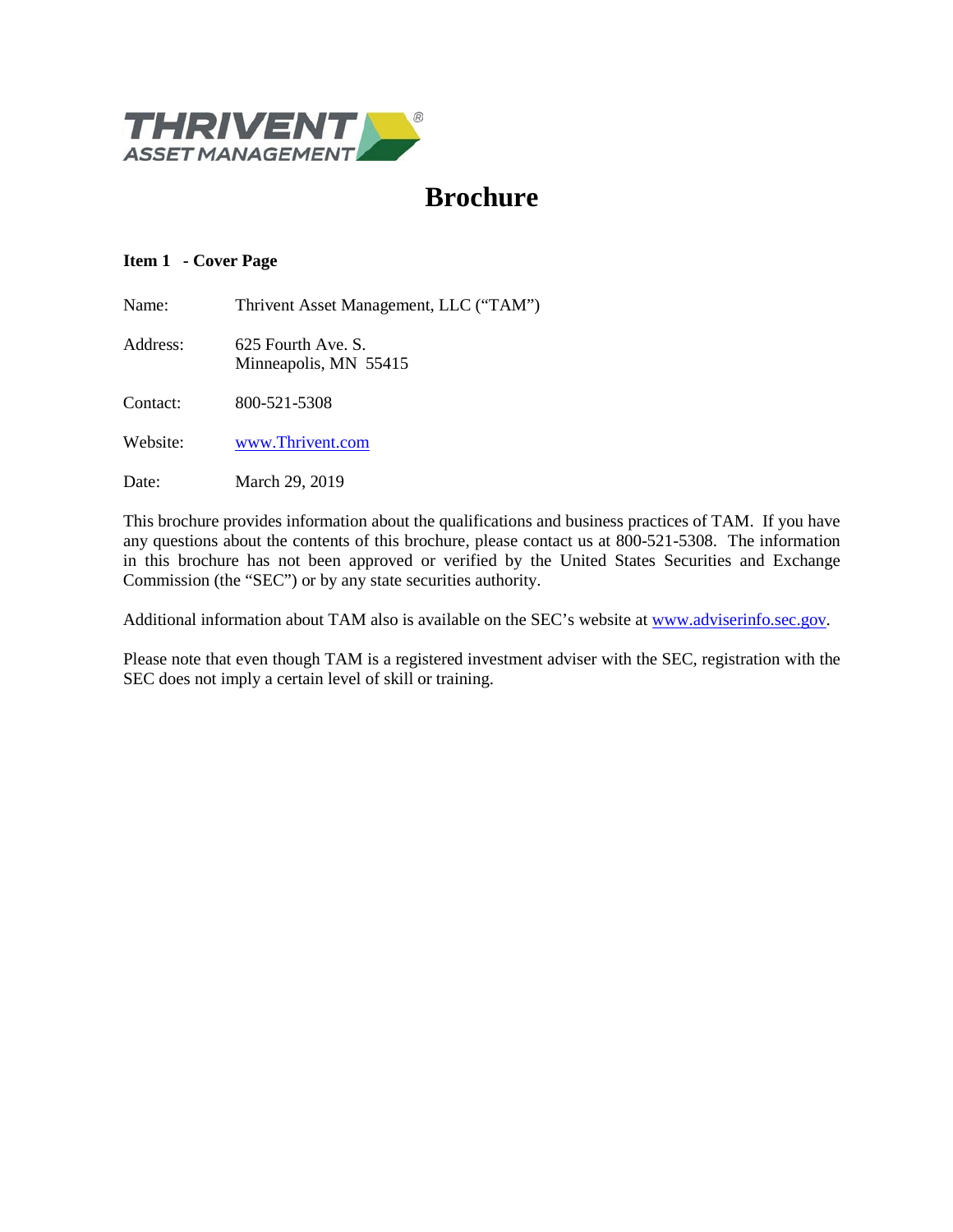THRIVENT ASSET MANAGEMENT®

# Brochure

## Item 1 - Cover Page

Name: Thrivent Asset Management, LLC ("TAM")

Address: 625 Fourth Ave. S.
Minneapolis, MN 55415

Contact: 800-521-5308

Website: www.Thrivent.com

Date: March 29, 2019

This brochure provides information about the qualifications and business practices of TAM. If you have any questions about the contents of this brochure, please contact us at 800-521-5308. The information in this brochure has not been approved or verified by the United States Securities and Exchange Commission (the "SEC") or by any state securities authority.

Additional information about TAM also is available on the SEC's website at www.adviserinfo.sec.gov.

Please note that even though TAM is a registered investment adviser with the SEC, registration with the SEC does not imply a certain level of skill or training.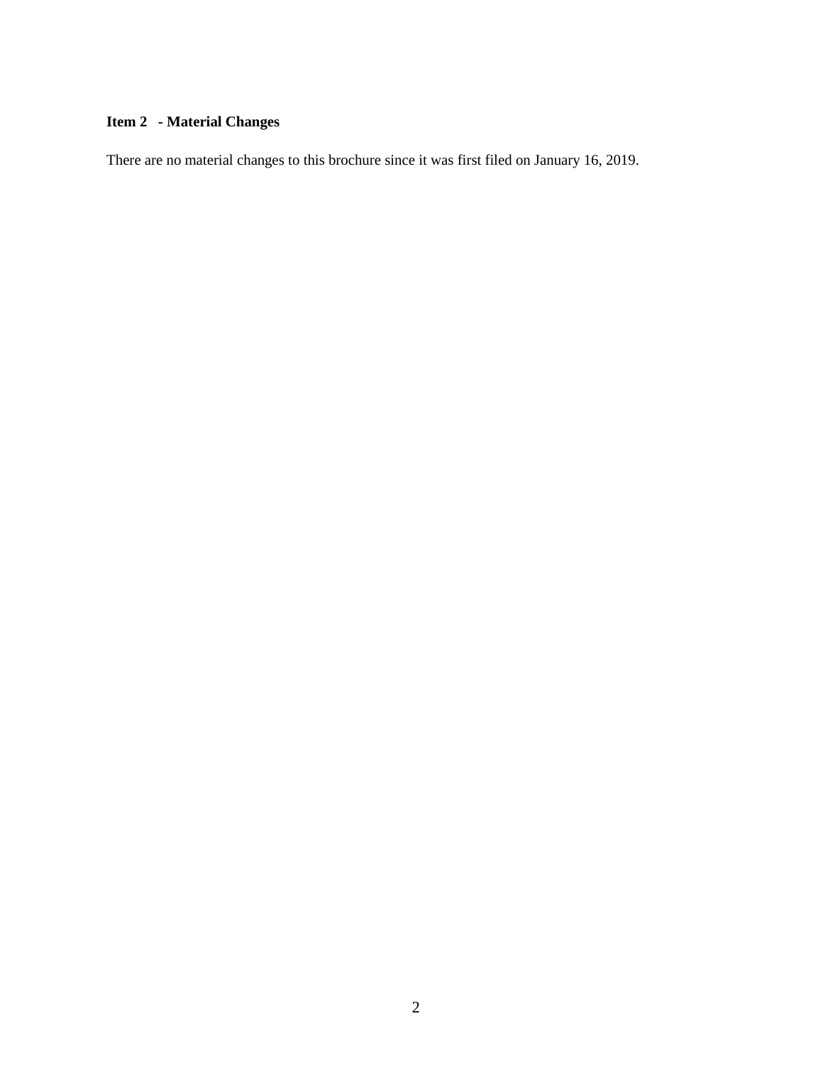## Item 2 - Material Changes

There are no material changes to this brochure since it was first filed on January 16, 2019.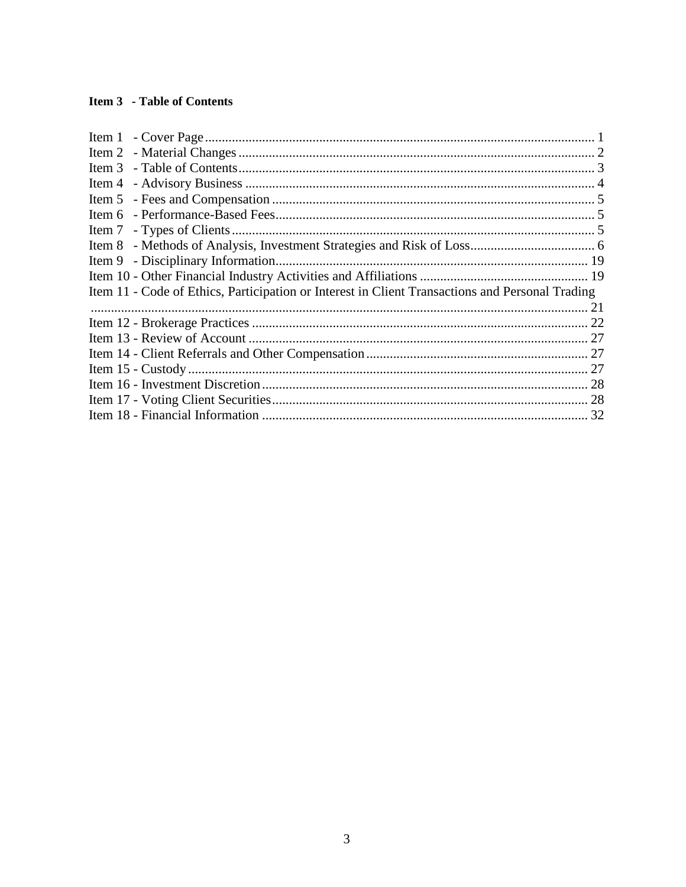## Item 3 - Table of Contents

Item 1 - Cover Page ..... 1
Item 2 - Material Changes ..... 2
Item 3 - Table of Contents ..... 3
Item 4 - Advisory Business ..... 4
Item 5 - Fees and Compensation ..... 5
Item 6 - Performance-Based Fees ..... 5
Item 7 - Types of Clients ..... 5
Item 8 - Methods of Analysis, Investment Strategies and Risk of Loss ..... 6
Item 9 - Disciplinary Information ..... 19
Item 10 - Other Financial Industry Activities and Affiliations ..... 19
Item 11 - Code of Ethics, Participation or Interest in Client Transactions and Personal Trading ..... 21
Item 12 - Brokerage Practices ..... 22
Item 13 - Review of Account ..... 27
Item 14 - Client Referrals and Other Compensation ..... 27
Item 15 - Custody ..... 27
Item 16 - Investment Discretion ..... 28
Item 17 - Voting Client Securities ..... 28
Item 18 - Financial Information ..... 32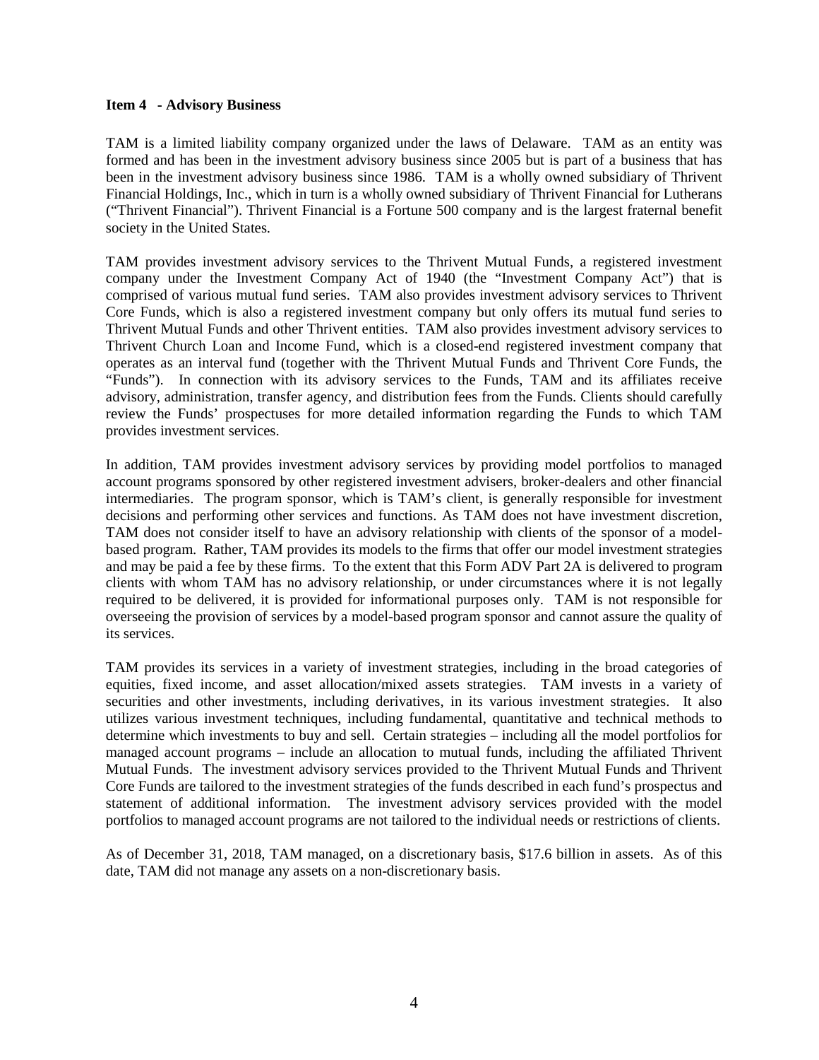## Item 4 - Advisory Business

TAM is a limited liability company organized under the laws of Delaware. TAM as an entity was formed and has been in the investment advisory business since 2005 but is part of a business that has been in the investment advisory business since 1986. TAM is a wholly owned subsidiary of Thrivent Financial Holdings, Inc., which in turn is a wholly owned subsidiary of Thrivent Financial for Lutherans ("Thrivent Financial"). Thrivent Financial is a Fortune 500 company and is the largest fraternal benefit society in the United States.

TAM provides investment advisory services to the Thrivent Mutual Funds, a registered investment company under the Investment Company Act of 1940 (the "Investment Company Act") that is comprised of various mutual fund series. TAM also provides investment advisory services to Thrivent Core Funds, which is also a registered investment company but only offers its mutual fund series to Thrivent Mutual Funds and other Thrivent entities. TAM also provides investment advisory services to Thrivent Church Loan and Income Fund, which is a closed-end registered investment company that operates as an interval fund (together with the Thrivent Mutual Funds and Thrivent Core Funds, the "Funds"). In connection with its advisory services to the Funds, TAM and its affiliates receive advisory, administration, transfer agency, and distribution fees from the Funds. Clients should carefully review the Funds' prospectuses for more detailed information regarding the Funds to which TAM provides investment services.

In addition, TAM provides investment advisory services by providing model portfolios to managed account programs sponsored by other registered investment advisers, broker-dealers and other financial intermediaries. The program sponsor, which is TAM's client, is generally responsible for investment decisions and performing other services and functions. As TAM does not have investment discretion, TAM does not consider itself to have an advisory relationship with clients of the sponsor of a model-based program. Rather, TAM provides its models to the firms that offer our model investment strategies and may be paid a fee by these firms. To the extent that this Form ADV Part 2A is delivered to program clients with whom TAM has no advisory relationship, or under circumstances where it is not legally required to be delivered, it is provided for informational purposes only. TAM is not responsible for overseeing the provision of services by a model-based program sponsor and cannot assure the quality of its services.

TAM provides its services in a variety of investment strategies, including in the broad categories of equities, fixed income, and asset allocation/mixed assets strategies. TAM invests in a variety of securities and other investments, including derivatives, in its various investment strategies. It also utilizes various investment techniques, including fundamental, quantitative and technical methods to determine which investments to buy and sell. Certain strategies – including all the model portfolios for managed account programs – include an allocation to mutual funds, including the affiliated Thrivent Mutual Funds. The investment advisory services provided to the Thrivent Mutual Funds and Thrivent Core Funds are tailored to the investment strategies of the funds described in each fund's prospectus and statement of additional information. The investment advisory services provided with the model portfolios to managed account programs are not tailored to the individual needs or restrictions of clients.

As of December 31, 2018, TAM managed, on a discretionary basis, $17.6 billion in assets. As of this date, TAM did not manage any assets on a non-discretionary basis.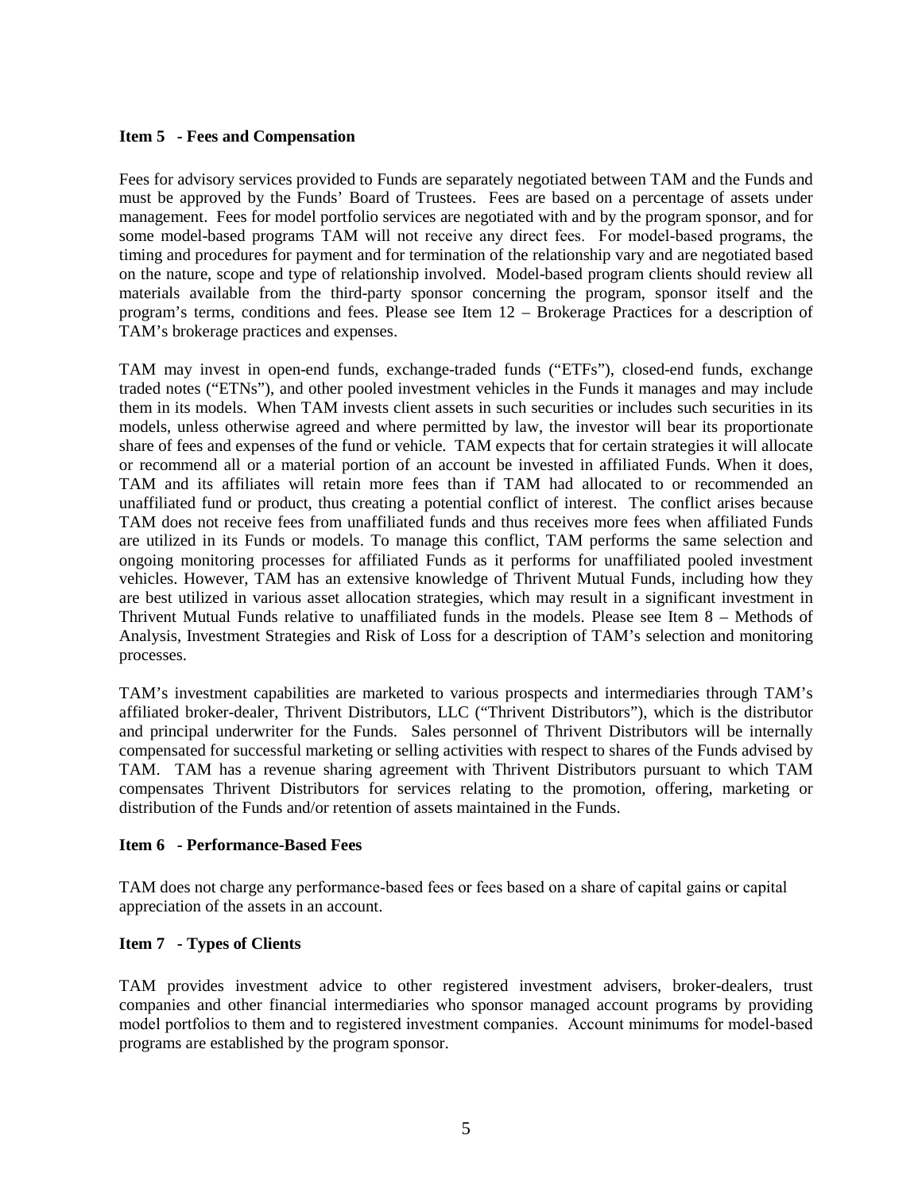**Item 5 - Fees and Compensation**

Fees for advisory services provided to Funds are separately negotiated between TAM and the Funds and must be approved by the Funds' Board of Trustees. Fees are based on a percentage of assets under management. Fees for model portfolio services are negotiated with and by the program sponsor, and for some model-based programs TAM will not receive any direct fees. For model-based programs, the timing and procedures for payment and for termination of the relationship vary and are negotiated based on the nature, scope and type of relationship involved. Model-based program clients should review all materials available from the third-party sponsor concerning the program, sponsor itself and the program's terms, conditions and fees. Please see Item 12 – Brokerage Practices for a description of TAM's brokerage practices and expenses.

TAM may invest in open-end funds, exchange-traded funds ("ETFs"), closed-end funds, exchange traded notes ("ETNs"), and other pooled investment vehicles in the Funds it manages and may include them in its models. When TAM invests client assets in such securities or includes such securities in its models, unless otherwise agreed and where permitted by law, the investor will bear its proportionate share of fees and expenses of the fund or vehicle. TAM expects that for certain strategies it will allocate or recommend all or a material portion of an account be invested in affiliated Funds. When it does, TAM and its affiliates will retain more fees than if TAM had allocated to or recommended an unaffiliated fund or product, thus creating a potential conflict of interest. The conflict arises because TAM does not receive fees from unaffiliated funds and thus receives more fees when affiliated Funds are utilized in its Funds or models. To manage this conflict, TAM performs the same selection and ongoing monitoring processes for affiliated Funds as it performs for unaffiliated pooled investment vehicles. However, TAM has an extensive knowledge of Thrivent Mutual Funds, including how they are best utilized in various asset allocation strategies, which may result in a significant investment in Thrivent Mutual Funds relative to unaffiliated funds in the models. Please see Item 8 – Methods of Analysis, Investment Strategies and Risk of Loss for a description of TAM's selection and monitoring processes.

TAM's investment capabilities are marketed to various prospects and intermediaries through TAM's affiliated broker-dealer, Thrivent Distributors, LLC ("Thrivent Distributors"), which is the distributor and principal underwriter for the Funds. Sales personnel of Thrivent Distributors will be internally compensated for successful marketing or selling activities with respect to shares of the Funds advised by TAM. TAM has a revenue sharing agreement with Thrivent Distributors pursuant to which TAM compensates Thrivent Distributors for services relating to the promotion, offering, marketing or distribution of the Funds and/or retention of assets maintained in the Funds.

**Item 6 - Performance-Based Fees**

TAM does not charge any performance-based fees or fees based on a share of capital gains or capital appreciation of the assets in an account.

**Item 7 - Types of Clients**

TAM provides investment advice to other registered investment advisers, broker-dealers, trust companies and other financial intermediaries who sponsor managed account programs by providing model portfolios to them and to registered investment companies. Account minimums for model-based programs are established by the program sponsor.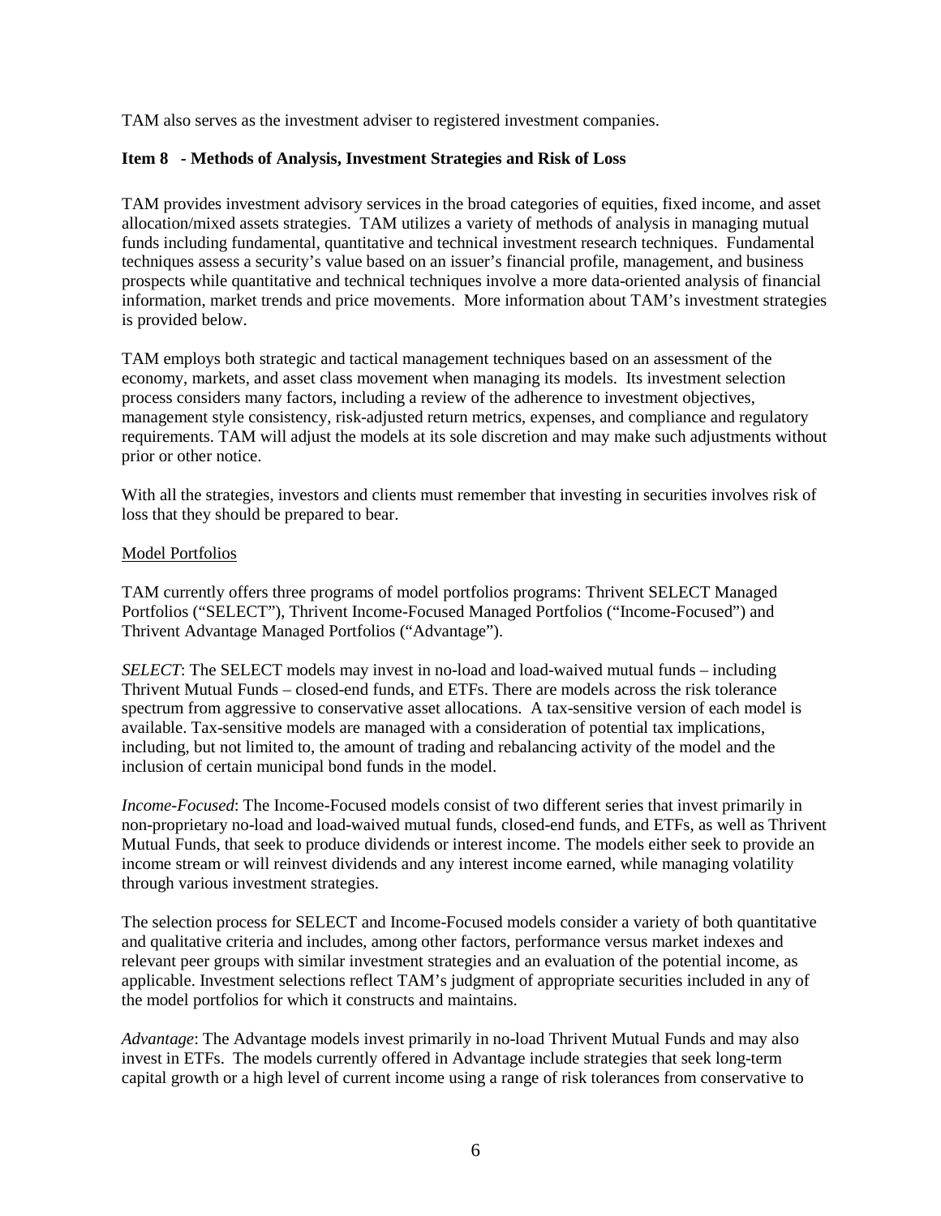TAM also serves as the investment adviser to registered investment companies.

**Item 8 - Methods of Analysis, Investment Strategies and Risk of Loss**

TAM provides investment advisory services in the broad categories of equities, fixed income, and asset allocation/mixed assets strategies. TAM utilizes a variety of methods of analysis in managing mutual funds including fundamental, quantitative and technical investment research techniques. Fundamental techniques assess a security's value based on an issuer's financial profile, management, and business prospects while quantitative and technical techniques involve a more data-oriented analysis of financial information, market trends and price movements. More information about TAM's investment strategies is provided below.

TAM employs both strategic and tactical management techniques based on an assessment of the economy, markets, and asset class movement when managing its models. Its investment selection process considers many factors, including a review of the adherence to investment objectives, management style consistency, risk-adjusted return metrics, expenses, and compliance and regulatory requirements. TAM will adjust the models at its sole discretion and may make such adjustments without prior or other notice.

With all the strategies, investors and clients must remember that investing in securities involves risk of loss that they should be prepared to bear.

Model Portfolios

TAM currently offers three programs of model portfolios programs: Thrivent SELECT Managed Portfolios ("SELECT"), Thrivent Income-Focused Managed Portfolios ("Income-Focused") and Thrivent Advantage Managed Portfolios ("Advantage").

*SELECT*: The SELECT models may invest in no-load and load-waived mutual funds – including Thrivent Mutual Funds – closed-end funds, and ETFs. There are models across the risk tolerance spectrum from aggressive to conservative asset allocations. A tax-sensitive version of each model is available. Tax-sensitive models are managed with a consideration of potential tax implications, including, but not limited to, the amount of trading and rebalancing activity of the model and the inclusion of certain municipal bond funds in the model.

*Income-Focused*: The Income-Focused models consist of two different series that invest primarily in non-proprietary no-load and load-waived mutual funds, closed-end funds, and ETFs, as well as Thrivent Mutual Funds, that seek to produce dividends or interest income. The models either seek to provide an income stream or will reinvest dividends and any interest income earned, while managing volatility through various investment strategies.

The selection process for SELECT and Income-Focused models consider a variety of both quantitative and qualitative criteria and includes, among other factors, performance versus market indexes and relevant peer groups with similar investment strategies and an evaluation of the potential income, as applicable. Investment selections reflect TAM's judgment of appropriate securities included in any of the model portfolios for which it constructs and maintains.

*Advantage*: The Advantage models invest primarily in no-load Thrivent Mutual Funds and may also invest in ETFs. The models currently offered in Advantage include strategies that seek long-term capital growth or a high level of current income using a range of risk tolerances from conservative to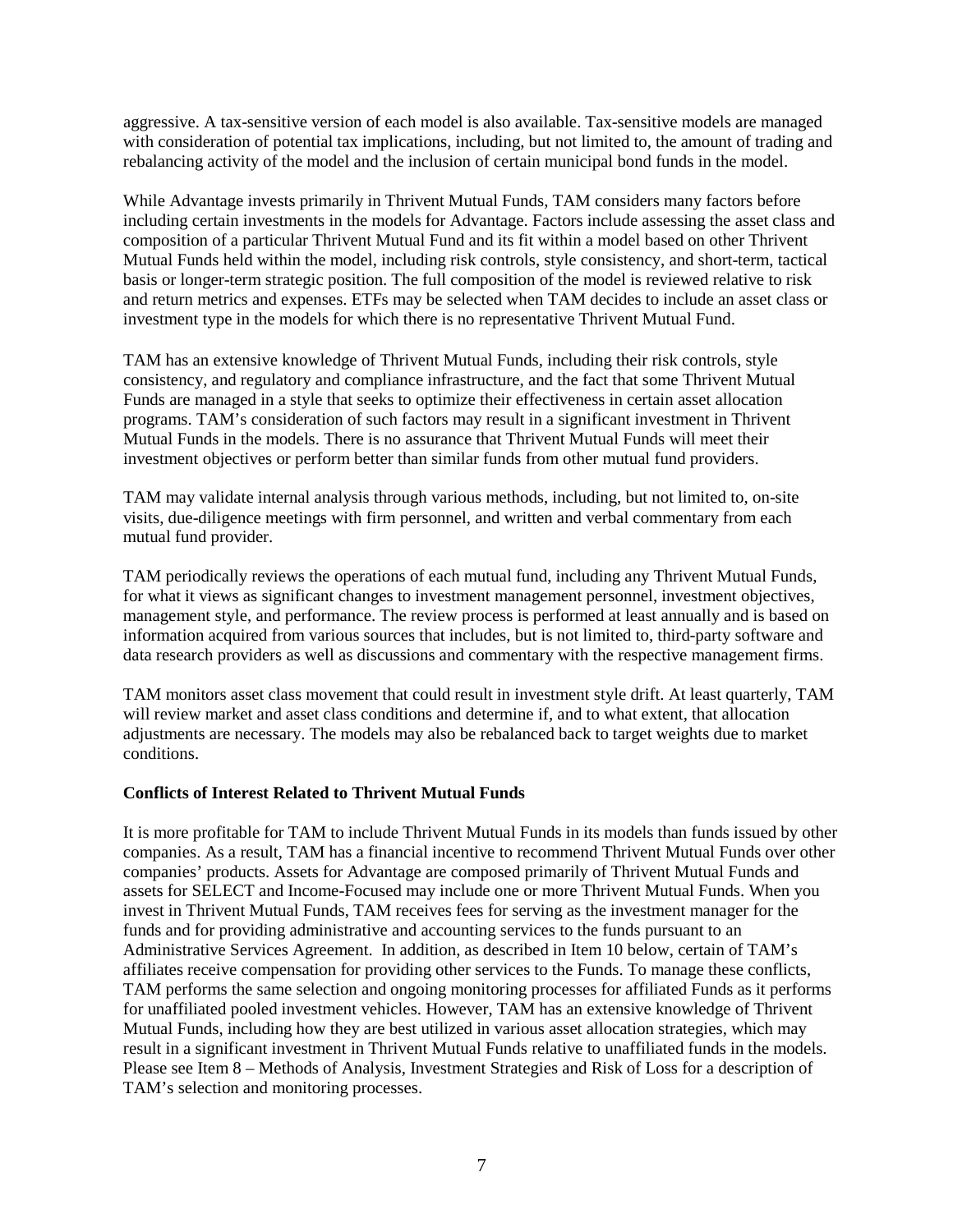aggressive. A tax-sensitive version of each model is also available. Tax-sensitive models are managed with consideration of potential tax implications, including, but not limited to, the amount of trading and rebalancing activity of the model and the inclusion of certain municipal bond funds in the model.

While Advantage invests primarily in Thrivent Mutual Funds, TAM considers many factors before including certain investments in the models for Advantage. Factors include assessing the asset class and composition of a particular Thrivent Mutual Fund and its fit within a model based on other Thrivent Mutual Funds held within the model, including risk controls, style consistency, and short-term, tactical basis or longer-term strategic position. The full composition of the model is reviewed relative to risk and return metrics and expenses. ETFs may be selected when TAM decides to include an asset class or investment type in the models for which there is no representative Thrivent Mutual Fund.

TAM has an extensive knowledge of Thrivent Mutual Funds, including their risk controls, style consistency, and regulatory and compliance infrastructure, and the fact that some Thrivent Mutual Funds are managed in a style that seeks to optimize their effectiveness in certain asset allocation programs. TAM's consideration of such factors may result in a significant investment in Thrivent Mutual Funds in the models. There is no assurance that Thrivent Mutual Funds will meet their investment objectives or perform better than similar funds from other mutual fund providers.

TAM may validate internal analysis through various methods, including, but not limited to, on-site visits, due-diligence meetings with firm personnel, and written and verbal commentary from each mutual fund provider.

TAM periodically reviews the operations of each mutual fund, including any Thrivent Mutual Funds, for what it views as significant changes to investment management personnel, investment objectives, management style, and performance. The review process is performed at least annually and is based on information acquired from various sources that includes, but is not limited to, third-party software and data research providers as well as discussions and commentary with the respective management firms.

TAM monitors asset class movement that could result in investment style drift. At least quarterly, TAM will review market and asset class conditions and determine if, and to what extent, that allocation adjustments are necessary. The models may also be rebalanced back to target weights due to market conditions.

**Conflicts of Interest Related to Thrivent Mutual Funds**

It is more profitable for TAM to include Thrivent Mutual Funds in its models than funds issued by other companies. As a result, TAM has a financial incentive to recommend Thrivent Mutual Funds over other companies' products. Assets for Advantage are composed primarily of Thrivent Mutual Funds and assets for SELECT and Income-Focused may include one or more Thrivent Mutual Funds. When you invest in Thrivent Mutual Funds, TAM receives fees for serving as the investment manager for the funds and for providing administrative and accounting services to the funds pursuant to an Administrative Services Agreement. In addition, as described in Item 10 below, certain of TAM's affiliates receive compensation for providing other services to the Funds. To manage these conflicts, TAM performs the same selection and ongoing monitoring processes for affiliated Funds as it performs for unaffiliated pooled investment vehicles. However, TAM has an extensive knowledge of Thrivent Mutual Funds, including how they are best utilized in various asset allocation strategies, which may result in a significant investment in Thrivent Mutual Funds relative to unaffiliated funds in the models. Please see Item 8 – Methods of Analysis, Investment Strategies and Risk of Loss for a description of TAM's selection and monitoring processes.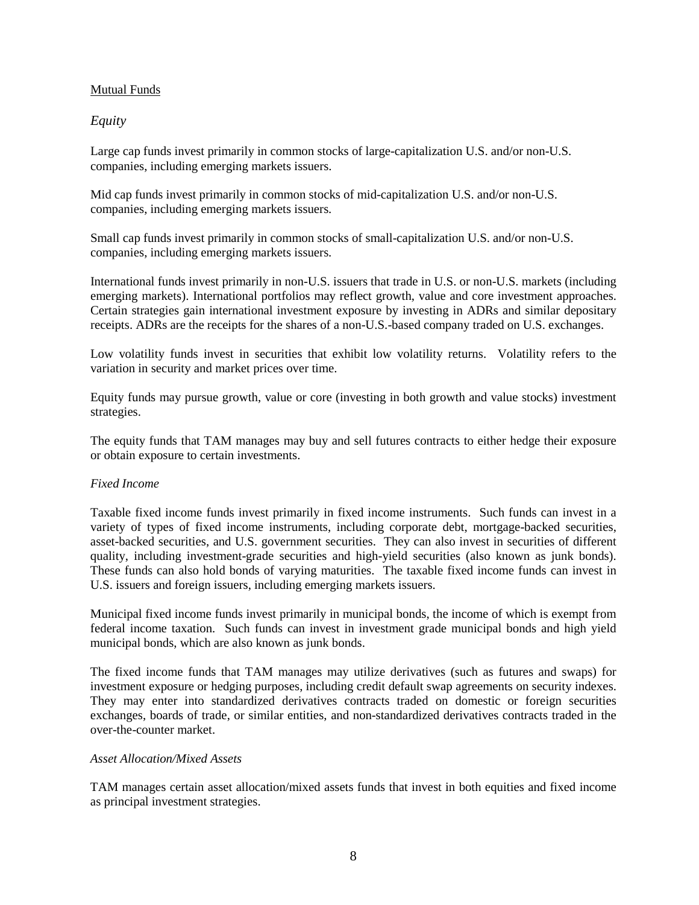<u>Mutual Funds</u>

*Equity*

Large cap funds invest primarily in common stocks of large-capitalization U.S. and/or non-U.S. companies, including emerging markets issuers.

Mid cap funds invest primarily in common stocks of mid-capitalization U.S. and/or non-U.S. companies, including emerging markets issuers.

Small cap funds invest primarily in common stocks of small-capitalization U.S. and/or non-U.S. companies, including emerging markets issuers.

International funds invest primarily in non-U.S. issuers that trade in U.S. or non-U.S. markets (including emerging markets). International portfolios may reflect growth, value and core investment approaches. Certain strategies gain international investment exposure by investing in ADRs and similar depositary receipts. ADRs are the receipts for the shares of a non-U.S.-based company traded on U.S. exchanges.

Low volatility funds invest in securities that exhibit low volatility returns. Volatility refers to the variation in security and market prices over time.

Equity funds may pursue growth, value or core (investing in both growth and value stocks) investment strategies.

The equity funds that TAM manages may buy and sell futures contracts to either hedge their exposure or obtain exposure to certain investments.

*Fixed Income*

Taxable fixed income funds invest primarily in fixed income instruments. Such funds can invest in a variety of types of fixed income instruments, including corporate debt, mortgage-backed securities, asset-backed securities, and U.S. government securities. They can also invest in securities of different quality, including investment-grade securities and high-yield securities (also known as junk bonds). These funds can also hold bonds of varying maturities. The taxable fixed income funds can invest in U.S. issuers and foreign issuers, including emerging markets issuers.

Municipal fixed income funds invest primarily in municipal bonds, the income of which is exempt from federal income taxation. Such funds can invest in investment grade municipal bonds and high yield municipal bonds, which are also known as junk bonds.

The fixed income funds that TAM manages may utilize derivatives (such as futures and swaps) for investment exposure or hedging purposes, including credit default swap agreements on security indexes. They may enter into standardized derivatives contracts traded on domestic or foreign securities exchanges, boards of trade, or similar entities, and non-standardized derivatives contracts traded in the over-the-counter market.

*Asset Allocation/Mixed Assets*

TAM manages certain asset allocation/mixed assets funds that invest in both equities and fixed income as principal investment strategies.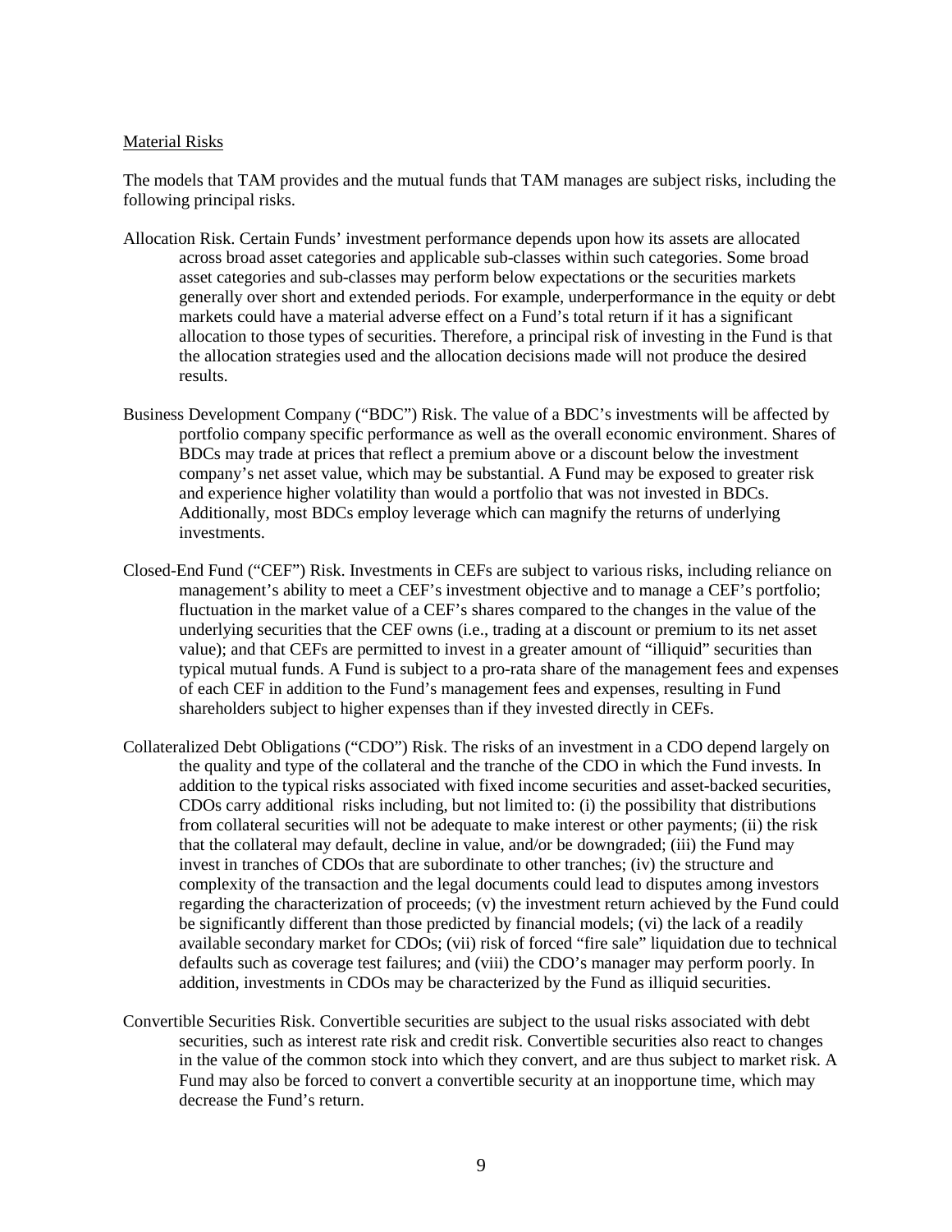Material Risks

The models that TAM provides and the mutual funds that TAM manages are subject risks, including the following principal risks.

Allocation Risk. Certain Funds' investment performance depends upon how its assets are allocated across broad asset categories and applicable sub-classes within such categories. Some broad asset categories and sub-classes may perform below expectations or the securities markets generally over short and extended periods. For example, underperformance in the equity or debt markets could have a material adverse effect on a Fund's total return if it has a significant allocation to those types of securities. Therefore, a principal risk of investing in the Fund is that the allocation strategies used and the allocation decisions made will not produce the desired results.

Business Development Company ("BDC") Risk. The value of a BDC's investments will be affected by portfolio company specific performance as well as the overall economic environment. Shares of BDCs may trade at prices that reflect a premium above or a discount below the investment company's net asset value, which may be substantial. A Fund may be exposed to greater risk and experience higher volatility than would a portfolio that was not invested in BDCs. Additionally, most BDCs employ leverage which can magnify the returns of underlying investments.

Closed-End Fund ("CEF") Risk. Investments in CEFs are subject to various risks, including reliance on management's ability to meet a CEF's investment objective and to manage a CEF's portfolio; fluctuation in the market value of a CEF's shares compared to the changes in the value of the underlying securities that the CEF owns (i.e., trading at a discount or premium to its net asset value); and that CEFs are permitted to invest in a greater amount of "illiquid" securities than typical mutual funds. A Fund is subject to a pro-rata share of the management fees and expenses of each CEF in addition to the Fund's management fees and expenses, resulting in Fund shareholders subject to higher expenses than if they invested directly in CEFs.

Collateralized Debt Obligations ("CDO") Risk. The risks of an investment in a CDO depend largely on the quality and type of the collateral and the tranche of the CDO in which the Fund invests. In addition to the typical risks associated with fixed income securities and asset-backed securities, CDOs carry additional risks including, but not limited to: (i) the possibility that distributions from collateral securities will not be adequate to make interest or other payments; (ii) the risk that the collateral may default, decline in value, and/or be downgraded; (iii) the Fund may invest in tranches of CDOs that are subordinate to other tranches; (iv) the structure and complexity of the transaction and the legal documents could lead to disputes among investors regarding the characterization of proceeds; (v) the investment return achieved by the Fund could be significantly different than those predicted by financial models; (vi) the lack of a readily available secondary market for CDOs; (vii) risk of forced "fire sale" liquidation due to technical defaults such as coverage test failures; and (viii) the CDO's manager may perform poorly. In addition, investments in CDOs may be characterized by the Fund as illiquid securities.

Convertible Securities Risk. Convertible securities are subject to the usual risks associated with debt securities, such as interest rate risk and credit risk. Convertible securities also react to changes in the value of the common stock into which they convert, and are thus subject to market risk. A Fund may also be forced to convert a convertible security at an inopportune time, which may decrease the Fund's return.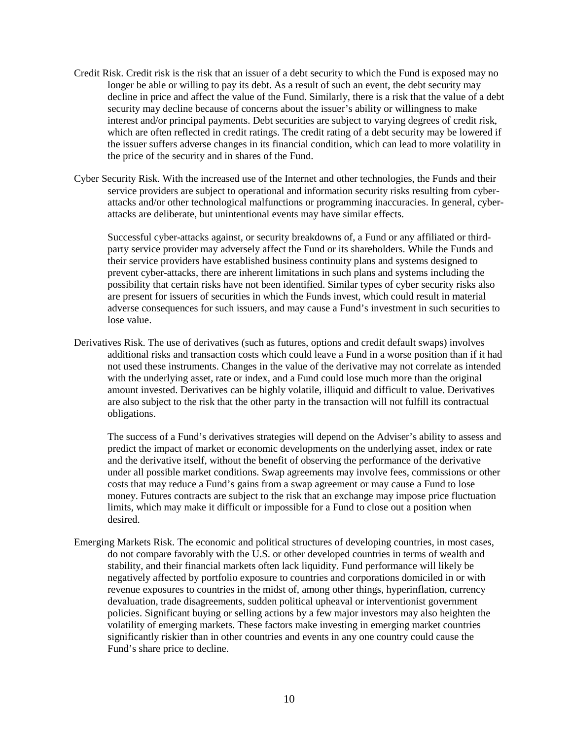Credit Risk. Credit risk is the risk that an issuer of a debt security to which the Fund is exposed may no longer be able or willing to pay its debt. As a result of such an event, the debt security may decline in price and affect the value of the Fund. Similarly, there is a risk that the value of a debt security may decline because of concerns about the issuer's ability or willingness to make interest and/or principal payments. Debt securities are subject to varying degrees of credit risk, which are often reflected in credit ratings. The credit rating of a debt security may be lowered if the issuer suffers adverse changes in its financial condition, which can lead to more volatility in the price of the security and in shares of the Fund.

Cyber Security Risk. With the increased use of the Internet and other technologies, the Funds and their service providers are subject to operational and information security risks resulting from cyber-attacks and/or other technological malfunctions or programming inaccuracies. In general, cyber-attacks are deliberate, but unintentional events may have similar effects.

Successful cyber-attacks against, or security breakdowns of, a Fund or any affiliated or third-party service provider may adversely affect the Fund or its shareholders. While the Funds and their service providers have established business continuity plans and systems designed to prevent cyber-attacks, there are inherent limitations in such plans and systems including the possibility that certain risks have not been identified. Similar types of cyber security risks also are present for issuers of securities in which the Funds invest, which could result in material adverse consequences for such issuers, and may cause a Fund's investment in such securities to lose value.

Derivatives Risk. The use of derivatives (such as futures, options and credit default swaps) involves additional risks and transaction costs which could leave a Fund in a worse position than if it had not used these instruments. Changes in the value of the derivative may not correlate as intended with the underlying asset, rate or index, and a Fund could lose much more than the original amount invested. Derivatives can be highly volatile, illiquid and difficult to value. Derivatives are also subject to the risk that the other party in the transaction will not fulfill its contractual obligations.

The success of a Fund's derivatives strategies will depend on the Adviser's ability to assess and predict the impact of market or economic developments on the underlying asset, index or rate and the derivative itself, without the benefit of observing the performance of the derivative under all possible market conditions. Swap agreements may involve fees, commissions or other costs that may reduce a Fund's gains from a swap agreement or may cause a Fund to lose money. Futures contracts are subject to the risk that an exchange may impose price fluctuation limits, which may make it difficult or impossible for a Fund to close out a position when desired.

Emerging Markets Risk. The economic and political structures of developing countries, in most cases, do not compare favorably with the U.S. or other developed countries in terms of wealth and stability, and their financial markets often lack liquidity. Fund performance will likely be negatively affected by portfolio exposure to countries and corporations domiciled in or with revenue exposures to countries in the midst of, among other things, hyperinflation, currency devaluation, trade disagreements, sudden political upheaval or interventionist government policies. Significant buying or selling actions by a few major investors may also heighten the volatility of emerging markets. These factors make investing in emerging market countries significantly riskier than in other countries and events in any one country could cause the Fund's share price to decline.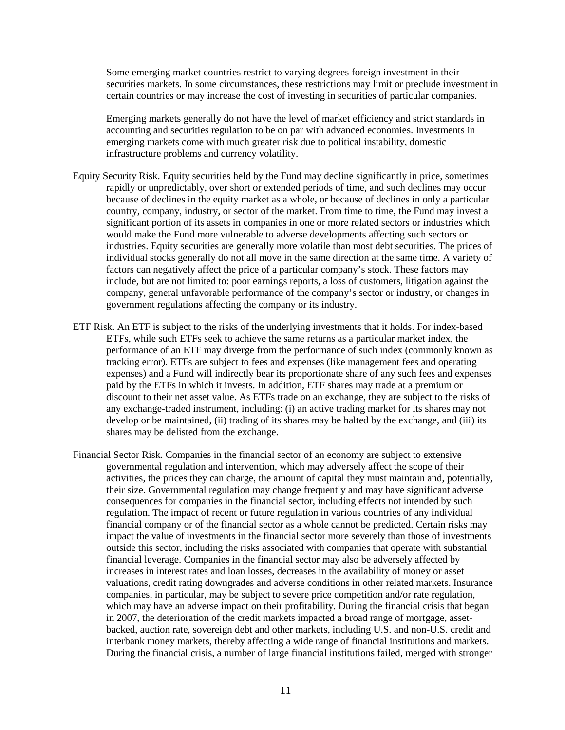Some emerging market countries restrict to varying degrees foreign investment in their securities markets. In some circumstances, these restrictions may limit or preclude investment in certain countries or may increase the cost of investing in securities of particular companies.

Emerging markets generally do not have the level of market efficiency and strict standards in accounting and securities regulation to be on par with advanced economies. Investments in emerging markets come with much greater risk due to political instability, domestic infrastructure problems and currency volatility.

Equity Security Risk. Equity securities held by the Fund may decline significantly in price, sometimes rapidly or unpredictably, over short or extended periods of time, and such declines may occur because of declines in the equity market as a whole, or because of declines in only a particular country, company, industry, or sector of the market. From time to time, the Fund may invest a significant portion of its assets in companies in one or more related sectors or industries which would make the Fund more vulnerable to adverse developments affecting such sectors or industries. Equity securities are generally more volatile than most debt securities. The prices of individual stocks generally do not all move in the same direction at the same time. A variety of factors can negatively affect the price of a particular company's stock. These factors may include, but are not limited to: poor earnings reports, a loss of customers, litigation against the company, general unfavorable performance of the company's sector or industry, or changes in government regulations affecting the company or its industry.

ETF Risk. An ETF is subject to the risks of the underlying investments that it holds. For index-based ETFs, while such ETFs seek to achieve the same returns as a particular market index, the performance of an ETF may diverge from the performance of such index (commonly known as tracking error). ETFs are subject to fees and expenses (like management fees and operating expenses) and a Fund will indirectly bear its proportionate share of any such fees and expenses paid by the ETFs in which it invests. In addition, ETF shares may trade at a premium or discount to their net asset value. As ETFs trade on an exchange, they are subject to the risks of any exchange-traded instrument, including: (i) an active trading market for its shares may not develop or be maintained, (ii) trading of its shares may be halted by the exchange, and (iii) its shares may be delisted from the exchange.

Financial Sector Risk. Companies in the financial sector of an economy are subject to extensive governmental regulation and intervention, which may adversely affect the scope of their activities, the prices they can charge, the amount of capital they must maintain and, potentially, their size. Governmental regulation may change frequently and may have significant adverse consequences for companies in the financial sector, including effects not intended by such regulation. The impact of recent or future regulation in various countries of any individual financial company or of the financial sector as a whole cannot be predicted. Certain risks may impact the value of investments in the financial sector more severely than those of investments outside this sector, including the risks associated with companies that operate with substantial financial leverage. Companies in the financial sector may also be adversely affected by increases in interest rates and loan losses, decreases in the availability of money or asset valuations, credit rating downgrades and adverse conditions in other related markets. Insurance companies, in particular, may be subject to severe price competition and/or rate regulation, which may have an adverse impact on their profitability. During the financial crisis that began in 2007, the deterioration of the credit markets impacted a broad range of mortgage, asset-backed, auction rate, sovereign debt and other markets, including U.S. and non-U.S. credit and interbank money markets, thereby affecting a wide range of financial institutions and markets. During the financial crisis, a number of large financial institutions failed, merged with stronger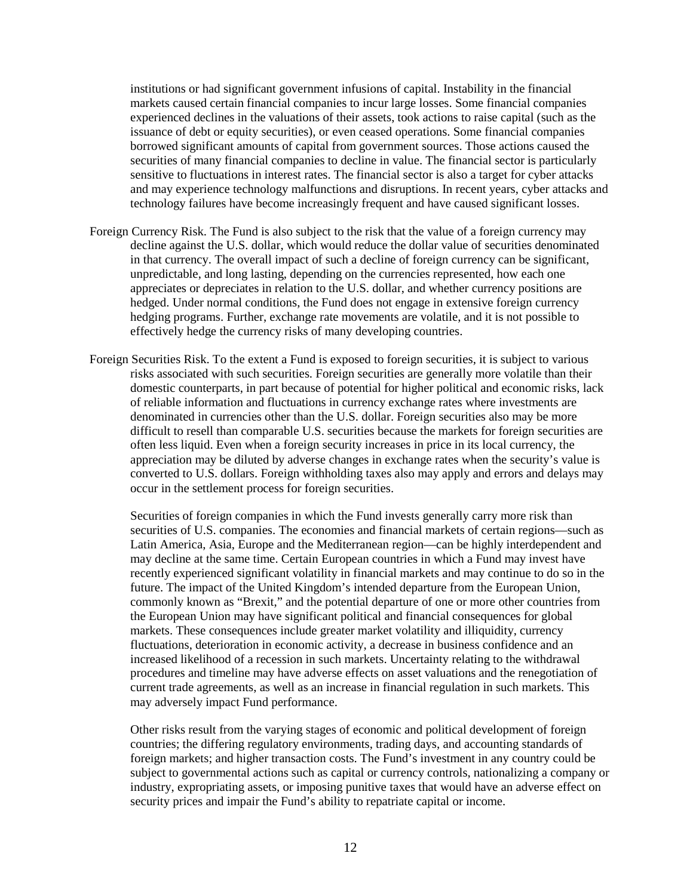institutions or had significant government infusions of capital. Instability in the financial markets caused certain financial companies to incur large losses. Some financial companies experienced declines in the valuations of their assets, took actions to raise capital (such as the issuance of debt or equity securities), or even ceased operations. Some financial companies borrowed significant amounts of capital from government sources. Those actions caused the securities of many financial companies to decline in value. The financial sector is particularly sensitive to fluctuations in interest rates. The financial sector is also a target for cyber attacks and may experience technology malfunctions and disruptions. In recent years, cyber attacks and technology failures have become increasingly frequent and have caused significant losses.

Foreign Currency Risk. The Fund is also subject to the risk that the value of a foreign currency may decline against the U.S. dollar, which would reduce the dollar value of securities denominated in that currency. The overall impact of such a decline of foreign currency can be significant, unpredictable, and long lasting, depending on the currencies represented, how each one appreciates or depreciates in relation to the U.S. dollar, and whether currency positions are hedged. Under normal conditions, the Fund does not engage in extensive foreign currency hedging programs. Further, exchange rate movements are volatile, and it is not possible to effectively hedge the currency risks of many developing countries.

Foreign Securities Risk. To the extent a Fund is exposed to foreign securities, it is subject to various risks associated with such securities. Foreign securities are generally more volatile than their domestic counterparts, in part because of potential for higher political and economic risks, lack of reliable information and fluctuations in currency exchange rates where investments are denominated in currencies other than the U.S. dollar. Foreign securities also may be more difficult to resell than comparable U.S. securities because the markets for foreign securities are often less liquid. Even when a foreign security increases in price in its local currency, the appreciation may be diluted by adverse changes in exchange rates when the security's value is converted to U.S. dollars. Foreign withholding taxes also may apply and errors and delays may occur in the settlement process for foreign securities.

Securities of foreign companies in which the Fund invests generally carry more risk than securities of U.S. companies. The economies and financial markets of certain regions—such as Latin America, Asia, Europe and the Mediterranean region—can be highly interdependent and may decline at the same time. Certain European countries in which a Fund may invest have recently experienced significant volatility in financial markets and may continue to do so in the future. The impact of the United Kingdom's intended departure from the European Union, commonly known as "Brexit," and the potential departure of one or more other countries from the European Union may have significant political and financial consequences for global markets. These consequences include greater market volatility and illiquidity, currency fluctuations, deterioration in economic activity, a decrease in business confidence and an increased likelihood of a recession in such markets. Uncertainty relating to the withdrawal procedures and timeline may have adverse effects on asset valuations and the renegotiation of current trade agreements, as well as an increase in financial regulation in such markets. This may adversely impact Fund performance.

Other risks result from the varying stages of economic and political development of foreign countries; the differing regulatory environments, trading days, and accounting standards of foreign markets; and higher transaction costs. The Fund's investment in any country could be subject to governmental actions such as capital or currency controls, nationalizing a company or industry, expropriating assets, or imposing punitive taxes that would have an adverse effect on security prices and impair the Fund's ability to repatriate capital or income.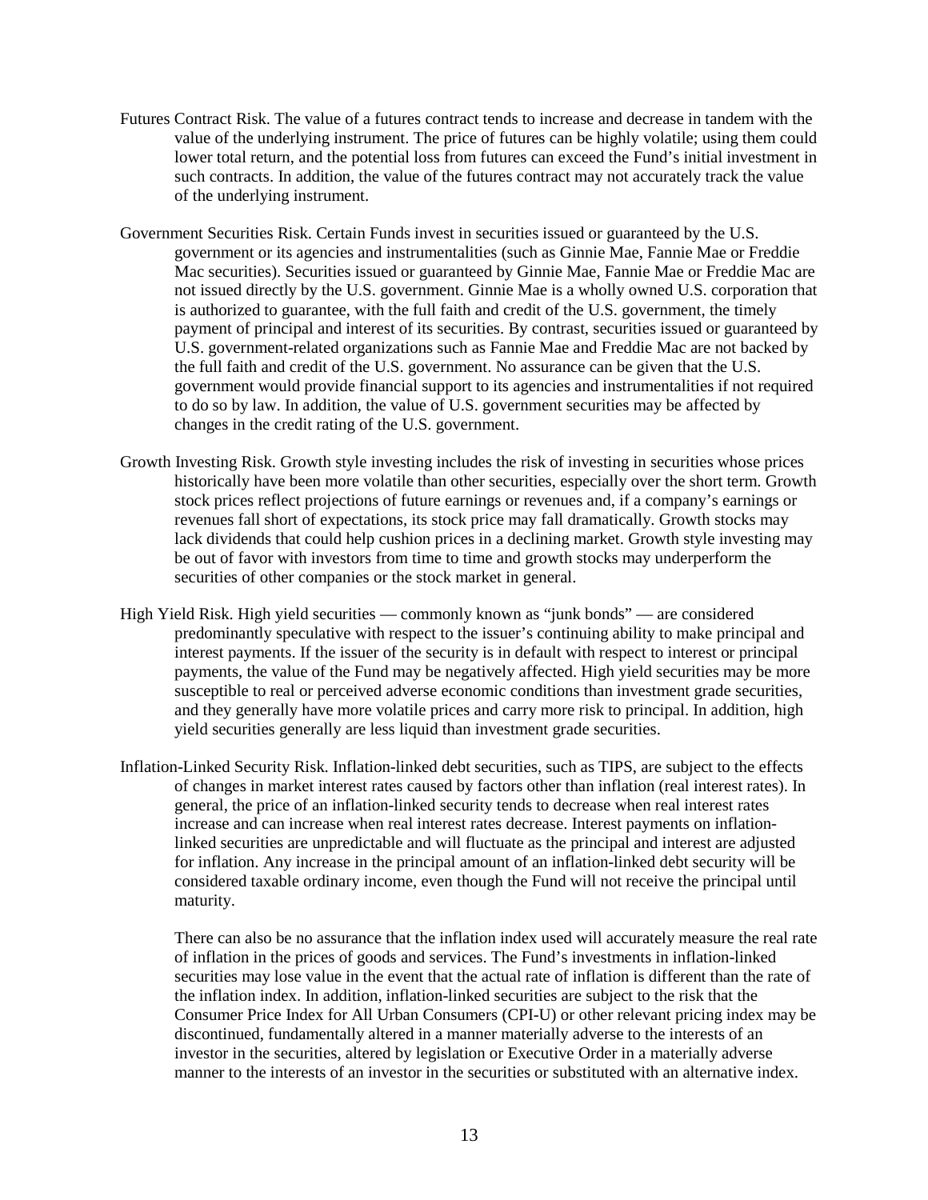Futures Contract Risk. The value of a futures contract tends to increase and decrease in tandem with the value of the underlying instrument. The price of futures can be highly volatile; using them could lower total return, and the potential loss from futures can exceed the Fund's initial investment in such contracts. In addition, the value of the futures contract may not accurately track the value of the underlying instrument.

Government Securities Risk. Certain Funds invest in securities issued or guaranteed by the U.S. government or its agencies and instrumentalities (such as Ginnie Mae, Fannie Mae or Freddie Mac securities). Securities issued or guaranteed by Ginnie Mae, Fannie Mae or Freddie Mac are not issued directly by the U.S. government. Ginnie Mae is a wholly owned U.S. corporation that is authorized to guarantee, with the full faith and credit of the U.S. government, the timely payment of principal and interest of its securities. By contrast, securities issued or guaranteed by U.S. government-related organizations such as Fannie Mae and Freddie Mac are not backed by the full faith and credit of the U.S. government. No assurance can be given that the U.S. government would provide financial support to its agencies and instrumentalities if not required to do so by law. In addition, the value of U.S. government securities may be affected by changes in the credit rating of the U.S. government.

Growth Investing Risk. Growth style investing includes the risk of investing in securities whose prices historically have been more volatile than other securities, especially over the short term. Growth stock prices reflect projections of future earnings or revenues and, if a company's earnings or revenues fall short of expectations, its stock price may fall dramatically. Growth stocks may lack dividends that could help cushion prices in a declining market. Growth style investing may be out of favor with investors from time to time and growth stocks may underperform the securities of other companies or the stock market in general.

High Yield Risk. High yield securities — commonly known as "junk bonds" — are considered predominantly speculative with respect to the issuer's continuing ability to make principal and interest payments. If the issuer of the security is in default with respect to interest or principal payments, the value of the Fund may be negatively affected. High yield securities may be more susceptible to real or perceived adverse economic conditions than investment grade securities, and they generally have more volatile prices and carry more risk to principal. In addition, high yield securities generally are less liquid than investment grade securities.

Inflation-Linked Security Risk. Inflation-linked debt securities, such as TIPS, are subject to the effects of changes in market interest rates caused by factors other than inflation (real interest rates). In general, the price of an inflation-linked security tends to decrease when real interest rates increase and can increase when real interest rates decrease. Interest payments on inflation-linked securities are unpredictable and will fluctuate as the principal and interest are adjusted for inflation. Any increase in the principal amount of an inflation-linked debt security will be considered taxable ordinary income, even though the Fund will not receive the principal until maturity.

There can also be no assurance that the inflation index used will accurately measure the real rate of inflation in the prices of goods and services. The Fund's investments in inflation-linked securities may lose value in the event that the actual rate of inflation is different than the rate of the inflation index. In addition, inflation-linked securities are subject to the risk that the Consumer Price Index for All Urban Consumers (CPI-U) or other relevant pricing index may be discontinued, fundamentally altered in a manner materially adverse to the interests of an investor in the securities, altered by legislation or Executive Order in a materially adverse manner to the interests of an investor in the securities or substituted with an alternative index.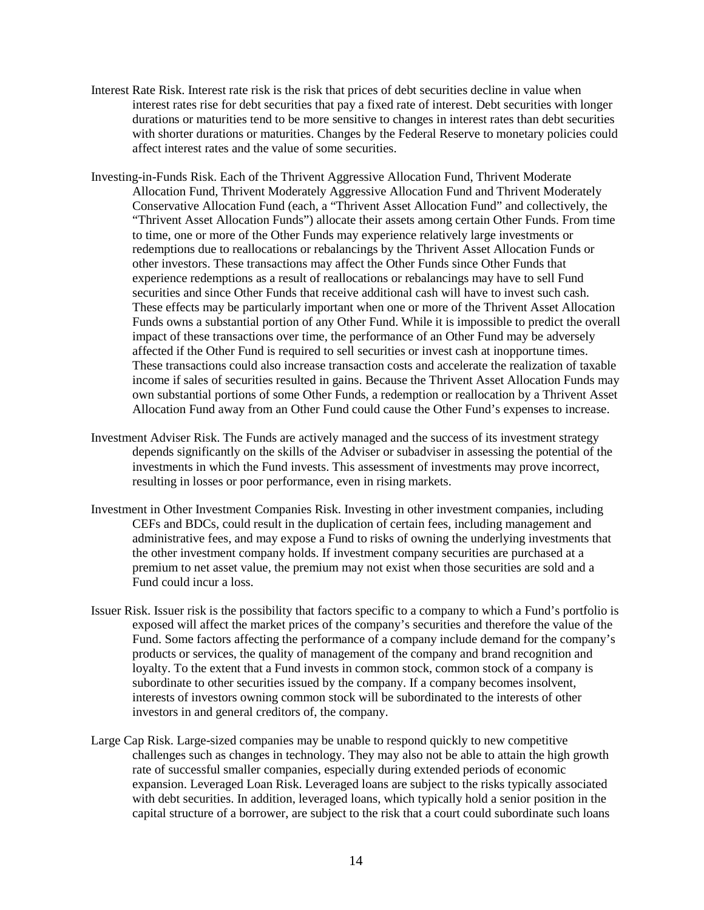Interest Rate Risk. Interest rate risk is the risk that prices of debt securities decline in value when interest rates rise for debt securities that pay a fixed rate of interest. Debt securities with longer durations or maturities tend to be more sensitive to changes in interest rates than debt securities with shorter durations or maturities. Changes by the Federal Reserve to monetary policies could affect interest rates and the value of some securities.

Investing-in-Funds Risk. Each of the Thrivent Aggressive Allocation Fund, Thrivent Moderate Allocation Fund, Thrivent Moderately Aggressive Allocation Fund and Thrivent Moderately Conservative Allocation Fund (each, a "Thrivent Asset Allocation Fund" and collectively, the "Thrivent Asset Allocation Funds") allocate their assets among certain Other Funds. From time to time, one or more of the Other Funds may experience relatively large investments or redemptions due to reallocations or rebalancings by the Thrivent Asset Allocation Funds or other investors. These transactions may affect the Other Funds since Other Funds that experience redemptions as a result of reallocations or rebalancings may have to sell Fund securities and since Other Funds that receive additional cash will have to invest such cash. These effects may be particularly important when one or more of the Thrivent Asset Allocation Funds owns a substantial portion of any Other Fund. While it is impossible to predict the overall impact of these transactions over time, the performance of an Other Fund may be adversely affected if the Other Fund is required to sell securities or invest cash at inopportune times. These transactions could also increase transaction costs and accelerate the realization of taxable income if sales of securities resulted in gains. Because the Thrivent Asset Allocation Funds may own substantial portions of some Other Funds, a redemption or reallocation by a Thrivent Asset Allocation Fund away from an Other Fund could cause the Other Fund's expenses to increase.

Investment Adviser Risk. The Funds are actively managed and the success of its investment strategy depends significantly on the skills of the Adviser or subadviser in assessing the potential of the investments in which the Fund invests. This assessment of investments may prove incorrect, resulting in losses or poor performance, even in rising markets.

Investment in Other Investment Companies Risk. Investing in other investment companies, including CEFs and BDCs, could result in the duplication of certain fees, including management and administrative fees, and may expose a Fund to risks of owning the underlying investments that the other investment company holds. If investment company securities are purchased at a premium to net asset value, the premium may not exist when those securities are sold and a Fund could incur a loss.

Issuer Risk. Issuer risk is the possibility that factors specific to a company to which a Fund's portfolio is exposed will affect the market prices of the company's securities and therefore the value of the Fund. Some factors affecting the performance of a company include demand for the company's products or services, the quality of management of the company and brand recognition and loyalty. To the extent that a Fund invests in common stock, common stock of a company is subordinate to other securities issued by the company. If a company becomes insolvent, interests of investors owning common stock will be subordinated to the interests of other investors in and general creditors of, the company.

Large Cap Risk. Large-sized companies may be unable to respond quickly to new competitive challenges such as changes in technology. They may also not be able to attain the high growth rate of successful smaller companies, especially during extended periods of economic expansion. Leveraged Loan Risk. Leveraged loans are subject to the risks typically associated with debt securities. In addition, leveraged loans, which typically hold a senior position in the capital structure of a borrower, are subject to the risk that a court could subordinate such loans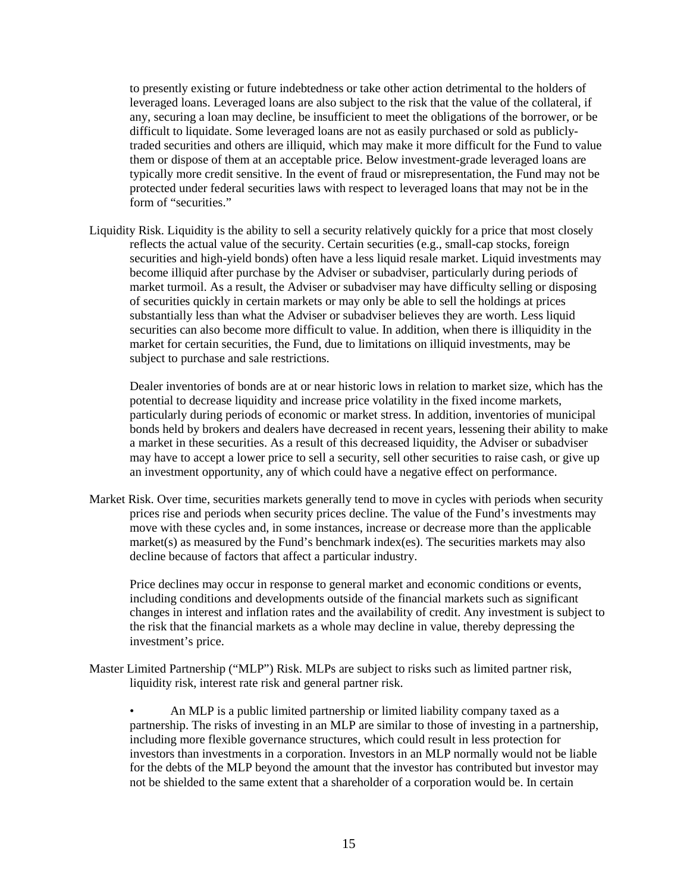to presently existing or future indebtedness or take other action detrimental to the holders of leveraged loans. Leveraged loans are also subject to the risk that the value of the collateral, if any, securing a loan may decline, be insufficient to meet the obligations of the borrower, or be difficult to liquidate. Some leveraged loans are not as easily purchased or sold as publicly-traded securities and others are illiquid, which may make it more difficult for the Fund to value them or dispose of them at an acceptable price. Below investment-grade leveraged loans are typically more credit sensitive. In the event of fraud or misrepresentation, the Fund may not be protected under federal securities laws with respect to leveraged loans that may not be in the form of "securities."

Liquidity Risk. Liquidity is the ability to sell a security relatively quickly for a price that most closely reflects the actual value of the security. Certain securities (e.g., small-cap stocks, foreign securities and high-yield bonds) often have a less liquid resale market. Liquid investments may become illiquid after purchase by the Adviser or subadviser, particularly during periods of market turmoil. As a result, the Adviser or subadviser may have difficulty selling or disposing of securities quickly in certain markets or may only be able to sell the holdings at prices substantially less than what the Adviser or subadviser believes they are worth. Less liquid securities can also become more difficult to value. In addition, when there is illiquidity in the market for certain securities, the Fund, due to limitations on illiquid investments, may be subject to purchase and sale restrictions.

Dealer inventories of bonds are at or near historic lows in relation to market size, which has the potential to decrease liquidity and increase price volatility in the fixed income markets, particularly during periods of economic or market stress. In addition, inventories of municipal bonds held by brokers and dealers have decreased in recent years, lessening their ability to make a market in these securities. As a result of this decreased liquidity, the Adviser or subadviser may have to accept a lower price to sell a security, sell other securities to raise cash, or give up an investment opportunity, any of which could have a negative effect on performance.

Market Risk. Over time, securities markets generally tend to move in cycles with periods when security prices rise and periods when security prices decline. The value of the Fund's investments may move with these cycles and, in some instances, increase or decrease more than the applicable market(s) as measured by the Fund's benchmark index(es). The securities markets may also decline because of factors that affect a particular industry.

Price declines may occur in response to general market and economic conditions or events, including conditions and developments outside of the financial markets such as significant changes in interest and inflation rates and the availability of credit. Any investment is subject to the risk that the financial markets as a whole may decline in value, thereby depressing the investment's price.

Master Limited Partnership ("MLP") Risk. MLPs are subject to risks such as limited partner risk, liquidity risk, interest rate risk and general partner risk.

- An MLP is a public limited partnership or limited liability company taxed as a partnership. The risks of investing in an MLP are similar to those of investing in a partnership, including more flexible governance structures, which could result in less protection for investors than investments in a corporation. Investors in an MLP normally would not be liable for the debts of the MLP beyond the amount that the investor has contributed but investor may not be shielded to the same extent that a shareholder of a corporation would be. In certain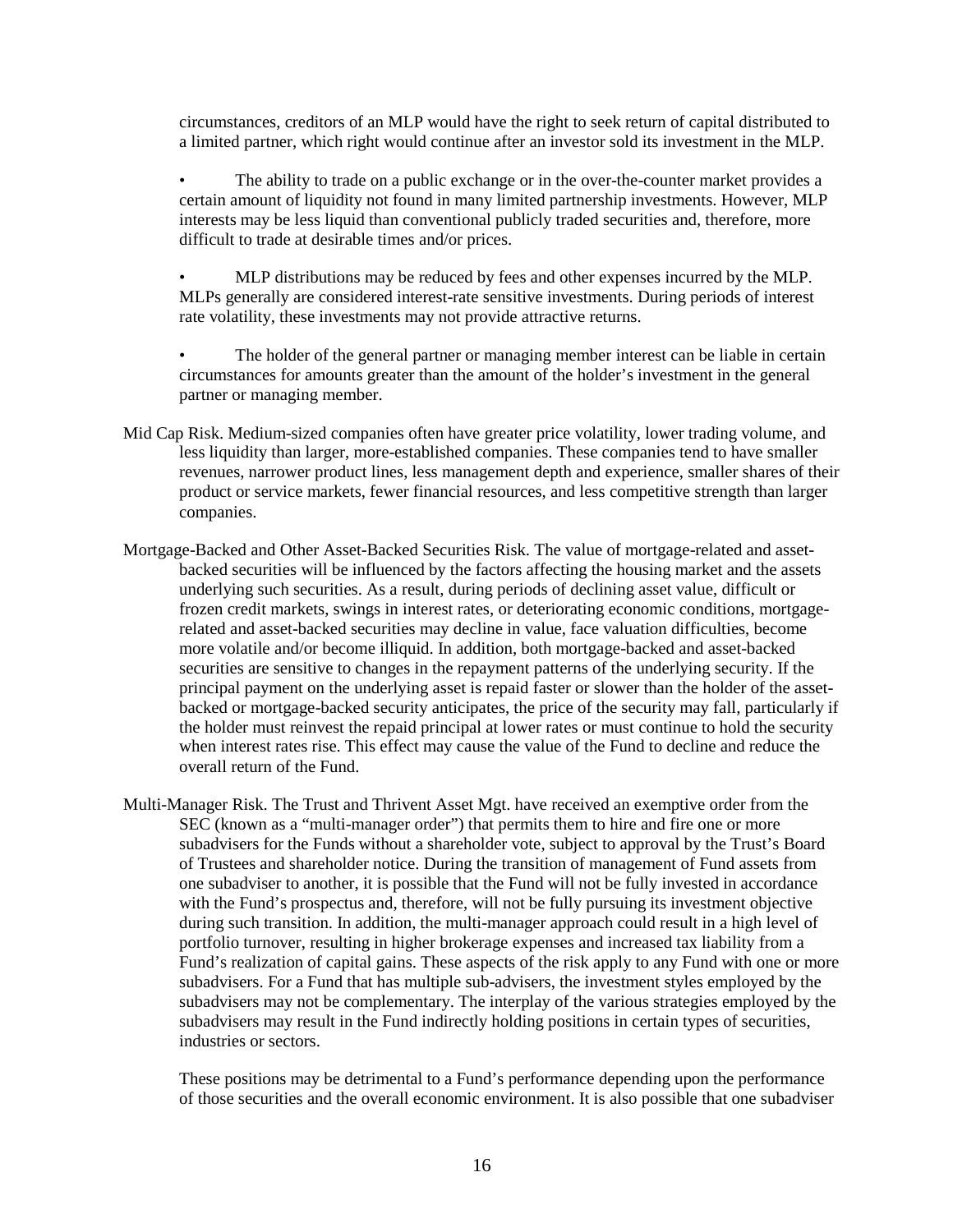circumstances, creditors of an MLP would have the right to seek return of capital distributed to a limited partner, which right would continue after an investor sold its investment in the MLP.

- The ability to trade on a public exchange or in the over-the-counter market provides a certain amount of liquidity not found in many limited partnership investments. However, MLP interests may be less liquid than conventional publicly traded securities and, therefore, more difficult to trade at desirable times and/or prices.
- MLP distributions may be reduced by fees and other expenses incurred by the MLP. MLPs generally are considered interest-rate sensitive investments. During periods of interest rate volatility, these investments may not provide attractive returns.
- The holder of the general partner or managing member interest can be liable in certain circumstances for amounts greater than the amount of the holder's investment in the general partner or managing member.

Mid Cap Risk. Medium-sized companies often have greater price volatility, lower trading volume, and less liquidity than larger, more-established companies. These companies tend to have smaller revenues, narrower product lines, less management depth and experience, smaller shares of their product or service markets, fewer financial resources, and less competitive strength than larger companies.

Mortgage-Backed and Other Asset-Backed Securities Risk. The value of mortgage-related and asset-backed securities will be influenced by the factors affecting the housing market and the assets underlying such securities. As a result, during periods of declining asset value, difficult or frozen credit markets, swings in interest rates, or deteriorating economic conditions, mortgage-related and asset-backed securities may decline in value, face valuation difficulties, become more volatile and/or become illiquid. In addition, both mortgage-backed and asset-backed securities are sensitive to changes in the repayment patterns of the underlying security. If the principal payment on the underlying asset is repaid faster or slower than the holder of the asset-backed or mortgage-backed security anticipates, the price of the security may fall, particularly if the holder must reinvest the repaid principal at lower rates or must continue to hold the security when interest rates rise. This effect may cause the value of the Fund to decline and reduce the overall return of the Fund.

Multi-Manager Risk. The Trust and Thrivent Asset Mgt. have received an exemptive order from the SEC (known as a "multi-manager order") that permits them to hire and fire one or more subadvisers for the Funds without a shareholder vote, subject to approval by the Trust's Board of Trustees and shareholder notice. During the transition of management of Fund assets from one subadviser to another, it is possible that the Fund will not be fully invested in accordance with the Fund's prospectus and, therefore, will not be fully pursuing its investment objective during such transition. In addition, the multi-manager approach could result in a high level of portfolio turnover, resulting in higher brokerage expenses and increased tax liability from a Fund's realization of capital gains. These aspects of the risk apply to any Fund with one or more subadvisers. For a Fund that has multiple sub-advisers, the investment styles employed by the subadvisers may not be complementary. The interplay of the various strategies employed by the subadvisers may result in the Fund indirectly holding positions in certain types of securities, industries or sectors.

These positions may be detrimental to a Fund's performance depending upon the performance of those securities and the overall economic environment. It is also possible that one subadviser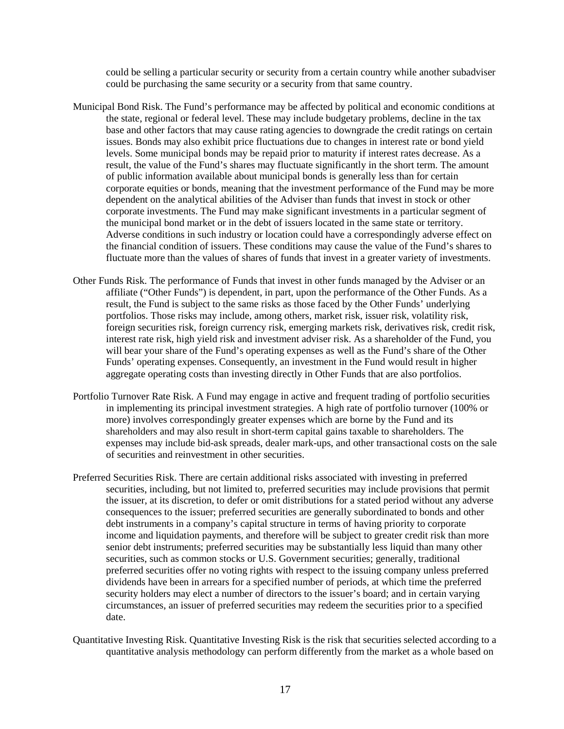could be selling a particular security or security from a certain country while another subadviser could be purchasing the same security or a security from that same country.

Municipal Bond Risk. The Fund's performance may be affected by political and economic conditions at the state, regional or federal level. These may include budgetary problems, decline in the tax base and other factors that may cause rating agencies to downgrade the credit ratings on certain issues. Bonds may also exhibit price fluctuations due to changes in interest rate or bond yield levels. Some municipal bonds may be repaid prior to maturity if interest rates decrease. As a result, the value of the Fund's shares may fluctuate significantly in the short term. The amount of public information available about municipal bonds is generally less than for certain corporate equities or bonds, meaning that the investment performance of the Fund may be more dependent on the analytical abilities of the Adviser than funds that invest in stock or other corporate investments. The Fund may make significant investments in a particular segment of the municipal bond market or in the debt of issuers located in the same state or territory. Adverse conditions in such industry or location could have a correspondingly adverse effect on the financial condition of issuers. These conditions may cause the value of the Fund's shares to fluctuate more than the values of shares of funds that invest in a greater variety of investments.

Other Funds Risk. The performance of Funds that invest in other funds managed by the Adviser or an affiliate ("Other Funds") is dependent, in part, upon the performance of the Other Funds. As a result, the Fund is subject to the same risks as those faced by the Other Funds' underlying portfolios. Those risks may include, among others, market risk, issuer risk, volatility risk, foreign securities risk, foreign currency risk, emerging markets risk, derivatives risk, credit risk, interest rate risk, high yield risk and investment adviser risk. As a shareholder of the Fund, you will bear your share of the Fund's operating expenses as well as the Fund's share of the Other Funds' operating expenses. Consequently, an investment in the Fund would result in higher aggregate operating costs than investing directly in Other Funds that are also portfolios.

Portfolio Turnover Rate Risk. A Fund may engage in active and frequent trading of portfolio securities in implementing its principal investment strategies. A high rate of portfolio turnover (100% or more) involves correspondingly greater expenses which are borne by the Fund and its shareholders and may also result in short-term capital gains taxable to shareholders. The expenses may include bid-ask spreads, dealer mark-ups, and other transactional costs on the sale of securities and reinvestment in other securities.

Preferred Securities Risk. There are certain additional risks associated with investing in preferred securities, including, but not limited to, preferred securities may include provisions that permit the issuer, at its discretion, to defer or omit distributions for a stated period without any adverse consequences to the issuer; preferred securities are generally subordinated to bonds and other debt instruments in a company's capital structure in terms of having priority to corporate income and liquidation payments, and therefore will be subject to greater credit risk than more senior debt instruments; preferred securities may be substantially less liquid than many other securities, such as common stocks or U.S. Government securities; generally, traditional preferred securities offer no voting rights with respect to the issuing company unless preferred dividends have been in arrears for a specified number of periods, at which time the preferred security holders may elect a number of directors to the issuer's board; and in certain varying circumstances, an issuer of preferred securities may redeem the securities prior to a specified date.

Quantitative Investing Risk. Quantitative Investing Risk is the risk that securities selected according to a quantitative analysis methodology can perform differently from the market as a whole based on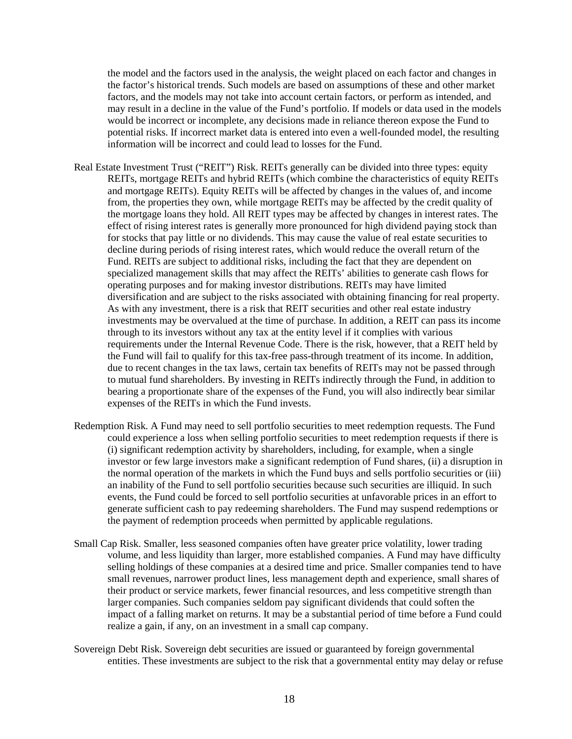the model and the factors used in the analysis, the weight placed on each factor and changes in the factor's historical trends. Such models are based on assumptions of these and other market factors, and the models may not take into account certain factors, or perform as intended, and may result in a decline in the value of the Fund's portfolio. If models or data used in the models would be incorrect or incomplete, any decisions made in reliance thereon expose the Fund to potential risks. If incorrect market data is entered into even a well-founded model, the resulting information will be incorrect and could lead to losses for the Fund.

Real Estate Investment Trust ("REIT") Risk. REITs generally can be divided into three types: equity REITs, mortgage REITs and hybrid REITs (which combine the characteristics of equity REITs and mortgage REITs). Equity REITs will be affected by changes in the values of, and income from, the properties they own, while mortgage REITs may be affected by the credit quality of the mortgage loans they hold. All REIT types may be affected by changes in interest rates. The effect of rising interest rates is generally more pronounced for high dividend paying stock than for stocks that pay little or no dividends. This may cause the value of real estate securities to decline during periods of rising interest rates, which would reduce the overall return of the Fund. REITs are subject to additional risks, including the fact that they are dependent on specialized management skills that may affect the REITs' abilities to generate cash flows for operating purposes and for making investor distributions. REITs may have limited diversification and are subject to the risks associated with obtaining financing for real property. As with any investment, there is a risk that REIT securities and other real estate industry investments may be overvalued at the time of purchase. In addition, a REIT can pass its income through to its investors without any tax at the entity level if it complies with various requirements under the Internal Revenue Code. There is the risk, however, that a REIT held by the Fund will fail to qualify for this tax-free pass-through treatment of its income. In addition, due to recent changes in the tax laws, certain tax benefits of REITs may not be passed through to mutual fund shareholders. By investing in REITs indirectly through the Fund, in addition to bearing a proportionate share of the expenses of the Fund, you will also indirectly bear similar expenses of the REITs in which the Fund invests.

Redemption Risk. A Fund may need to sell portfolio securities to meet redemption requests. The Fund could experience a loss when selling portfolio securities to meet redemption requests if there is (i) significant redemption activity by shareholders, including, for example, when a single investor or few large investors make a significant redemption of Fund shares, (ii) a disruption in the normal operation of the markets in which the Fund buys and sells portfolio securities or (iii) an inability of the Fund to sell portfolio securities because such securities are illiquid. In such events, the Fund could be forced to sell portfolio securities at unfavorable prices in an effort to generate sufficient cash to pay redeeming shareholders. The Fund may suspend redemptions or the payment of redemption proceeds when permitted by applicable regulations.

Small Cap Risk. Smaller, less seasoned companies often have greater price volatility, lower trading volume, and less liquidity than larger, more established companies. A Fund may have difficulty selling holdings of these companies at a desired time and price. Smaller companies tend to have small revenues, narrower product lines, less management depth and experience, small shares of their product or service markets, fewer financial resources, and less competitive strength than larger companies. Such companies seldom pay significant dividends that could soften the impact of a falling market on returns. It may be a substantial period of time before a Fund could realize a gain, if any, on an investment in a small cap company.

Sovereign Debt Risk. Sovereign debt securities are issued or guaranteed by foreign governmental entities. These investments are subject to the risk that a governmental entity may delay or refuse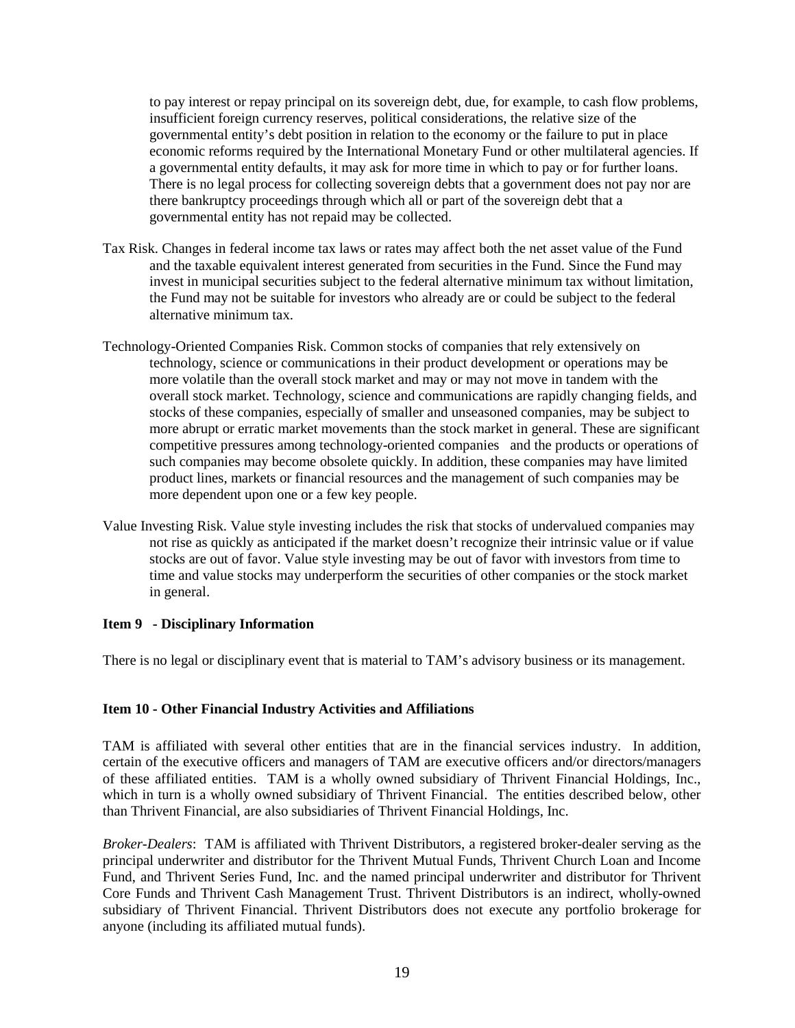to pay interest or repay principal on its sovereign debt, due, for example, to cash flow problems, insufficient foreign currency reserves, political considerations, the relative size of the governmental entity's debt position in relation to the economy or the failure to put in place economic reforms required by the International Monetary Fund or other multilateral agencies. If a governmental entity defaults, it may ask for more time in which to pay or for further loans. There is no legal process for collecting sovereign debts that a government does not pay nor are there bankruptcy proceedings through which all or part of the sovereign debt that a governmental entity has not repaid may be collected.

Tax Risk. Changes in federal income tax laws or rates may affect both the net asset value of the Fund and the taxable equivalent interest generated from securities in the Fund. Since the Fund may invest in municipal securities subject to the federal alternative minimum tax without limitation, the Fund may not be suitable for investors who already are or could be subject to the federal alternative minimum tax.

Technology-Oriented Companies Risk. Common stocks of companies that rely extensively on technology, science or communications in their product development or operations may be more volatile than the overall stock market and may or may not move in tandem with the overall stock market. Technology, science and communications are rapidly changing fields, and stocks of these companies, especially of smaller and unseasoned companies, may be subject to more abrupt or erratic market movements than the stock market in general. These are significant competitive pressures among technology-oriented companies and the products or operations of such companies may become obsolete quickly. In addition, these companies may have limited product lines, markets or financial resources and the management of such companies may be more dependent upon one or a few key people.

Value Investing Risk. Value style investing includes the risk that stocks of undervalued companies may not rise as quickly as anticipated if the market doesn't recognize their intrinsic value or if value stocks are out of favor. Value style investing may be out of favor with investors from time to time and value stocks may underperform the securities of other companies or the stock market in general.

**Item 9 - Disciplinary Information**

There is no legal or disciplinary event that is material to TAM's advisory business or its management.

**Item 10 - Other Financial Industry Activities and Affiliations**

TAM is affiliated with several other entities that are in the financial services industry. In addition, certain of the executive officers and managers of TAM are executive officers and/or directors/managers of these affiliated entities. TAM is a wholly owned subsidiary of Thrivent Financial Holdings, Inc., which in turn is a wholly owned subsidiary of Thrivent Financial. The entities described below, other than Thrivent Financial, are also subsidiaries of Thrivent Financial Holdings, Inc.

*Broker-Dealers*: TAM is affiliated with Thrivent Distributors, a registered broker-dealer serving as the principal underwriter and distributor for the Thrivent Mutual Funds, Thrivent Church Loan and Income Fund, and Thrivent Series Fund, Inc. and the named principal underwriter and distributor for Thrivent Core Funds and Thrivent Cash Management Trust. Thrivent Distributors is an indirect, wholly-owned subsidiary of Thrivent Financial. Thrivent Distributors does not execute any portfolio brokerage for anyone (including its affiliated mutual funds).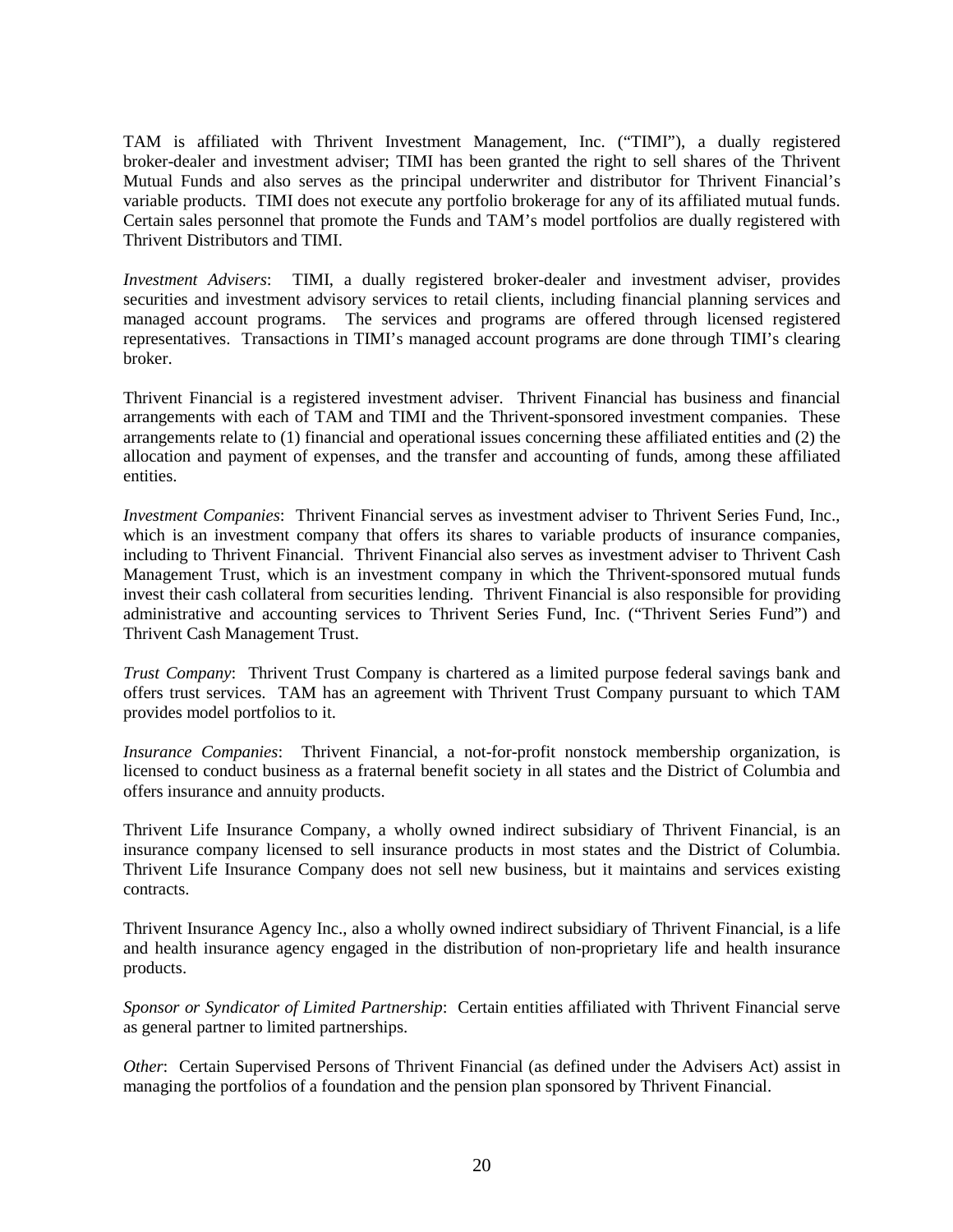TAM is affiliated with Thrivent Investment Management, Inc. ("TIMI"), a dually registered broker-dealer and investment adviser; TIMI has been granted the right to sell shares of the Thrivent Mutual Funds and also serves as the principal underwriter and distributor for Thrivent Financial's variable products. TIMI does not execute any portfolio brokerage for any of its affiliated mutual funds. Certain sales personnel that promote the Funds and TAM's model portfolios are dually registered with Thrivent Distributors and TIMI.

*Investment Advisers*: TIMI, a dually registered broker-dealer and investment adviser, provides securities and investment advisory services to retail clients, including financial planning services and managed account programs. The services and programs are offered through licensed registered representatives. Transactions in TIMI's managed account programs are done through TIMI's clearing broker.

Thrivent Financial is a registered investment adviser. Thrivent Financial has business and financial arrangements with each of TAM and TIMI and the Thrivent-sponsored investment companies. These arrangements relate to (1) financial and operational issues concerning these affiliated entities and (2) the allocation and payment of expenses, and the transfer and accounting of funds, among these affiliated entities.

*Investment Companies*: Thrivent Financial serves as investment adviser to Thrivent Series Fund, Inc., which is an investment company that offers its shares to variable products of insurance companies, including to Thrivent Financial. Thrivent Financial also serves as investment adviser to Thrivent Cash Management Trust, which is an investment company in which the Thrivent-sponsored mutual funds invest their cash collateral from securities lending. Thrivent Financial is also responsible for providing administrative and accounting services to Thrivent Series Fund, Inc. ("Thrivent Series Fund") and Thrivent Cash Management Trust.

*Trust Company*: Thrivent Trust Company is chartered as a limited purpose federal savings bank and offers trust services. TAM has an agreement with Thrivent Trust Company pursuant to which TAM provides model portfolios to it.

*Insurance Companies*: Thrivent Financial, a not-for-profit nonstock membership organization, is licensed to conduct business as a fraternal benefit society in all states and the District of Columbia and offers insurance and annuity products.

Thrivent Life Insurance Company, a wholly owned indirect subsidiary of Thrivent Financial, is an insurance company licensed to sell insurance products in most states and the District of Columbia. Thrivent Life Insurance Company does not sell new business, but it maintains and services existing contracts.

Thrivent Insurance Agency Inc., also a wholly owned indirect subsidiary of Thrivent Financial, is a life and health insurance agency engaged in the distribution of non-proprietary life and health insurance products.

*Sponsor or Syndicator of Limited Partnership*: Certain entities affiliated with Thrivent Financial serve as general partner to limited partnerships.

*Other*: Certain Supervised Persons of Thrivent Financial (as defined under the Advisers Act) assist in managing the portfolios of a foundation and the pension plan sponsored by Thrivent Financial.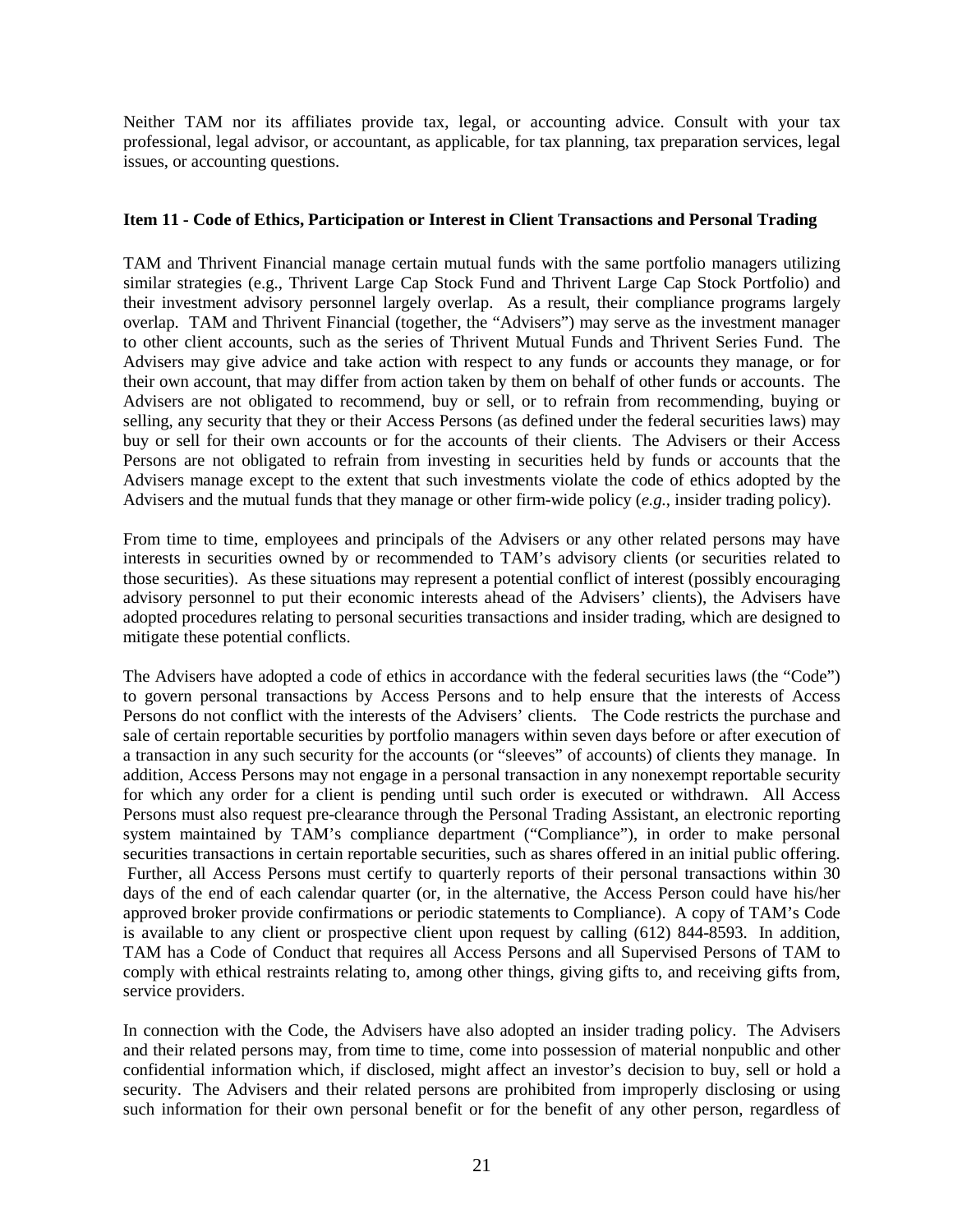Neither TAM nor its affiliates provide tax, legal, or accounting advice. Consult with your tax professional, legal advisor, or accountant, as applicable, for tax planning, tax preparation services, legal issues, or accounting questions.

### Item 11 - Code of Ethics, Participation or Interest in Client Transactions and Personal Trading

TAM and Thrivent Financial manage certain mutual funds with the same portfolio managers utilizing similar strategies (e.g., Thrivent Large Cap Stock Fund and Thrivent Large Cap Stock Portfolio) and their investment advisory personnel largely overlap. As a result, their compliance programs largely overlap. TAM and Thrivent Financial (together, the "Advisers") may serve as the investment manager to other client accounts, such as the series of Thrivent Mutual Funds and Thrivent Series Fund. The Advisers may give advice and take action with respect to any funds or accounts they manage, or for their own account, that may differ from action taken by them on behalf of other funds or accounts. The Advisers are not obligated to recommend, buy or sell, or to refrain from recommending, buying or selling, any security that they or their Access Persons (as defined under the federal securities laws) may buy or sell for their own accounts or for the accounts of their clients. The Advisers or their Access Persons are not obligated to refrain from investing in securities held by funds or accounts that the Advisers manage except to the extent that such investments violate the code of ethics adopted by the Advisers and the mutual funds that they manage or other firm-wide policy (*e.g.*, insider trading policy).

From time to time, employees and principals of the Advisers or any other related persons may have interests in securities owned by or recommended to TAM's advisory clients (or securities related to those securities). As these situations may represent a potential conflict of interest (possibly encouraging advisory personnel to put their economic interests ahead of the Advisers' clients), the Advisers have adopted procedures relating to personal securities transactions and insider trading, which are designed to mitigate these potential conflicts.

The Advisers have adopted a code of ethics in accordance with the federal securities laws (the "Code") to govern personal transactions by Access Persons and to help ensure that the interests of Access Persons do not conflict with the interests of the Advisers' clients. The Code restricts the purchase and sale of certain reportable securities by portfolio managers within seven days before or after execution of a transaction in any such security for the accounts (or "sleeves" of accounts) of clients they manage. In addition, Access Persons may not engage in a personal transaction in any nonexempt reportable security for which any order for a client is pending until such order is executed or withdrawn. All Access Persons must also request pre-clearance through the Personal Trading Assistant, an electronic reporting system maintained by TAM's compliance department ("Compliance"), in order to make personal securities transactions in certain reportable securities, such as shares offered in an initial public offering. Further, all Access Persons must certify to quarterly reports of their personal transactions within 30 days of the end of each calendar quarter (or, in the alternative, the Access Person could have his/her approved broker provide confirmations or periodic statements to Compliance). A copy of TAM's Code is available to any client or prospective client upon request by calling (612) 844-8593. In addition, TAM has a Code of Conduct that requires all Access Persons and all Supervised Persons of TAM to comply with ethical restraints relating to, among other things, giving gifts to, and receiving gifts from, service providers.

In connection with the Code, the Advisers have also adopted an insider trading policy. The Advisers and their related persons may, from time to time, come into possession of material nonpublic and other confidential information which, if disclosed, might affect an investor's decision to buy, sell or hold a security. The Advisers and their related persons are prohibited from improperly disclosing or using such information for their own personal benefit or for the benefit of any other person, regardless of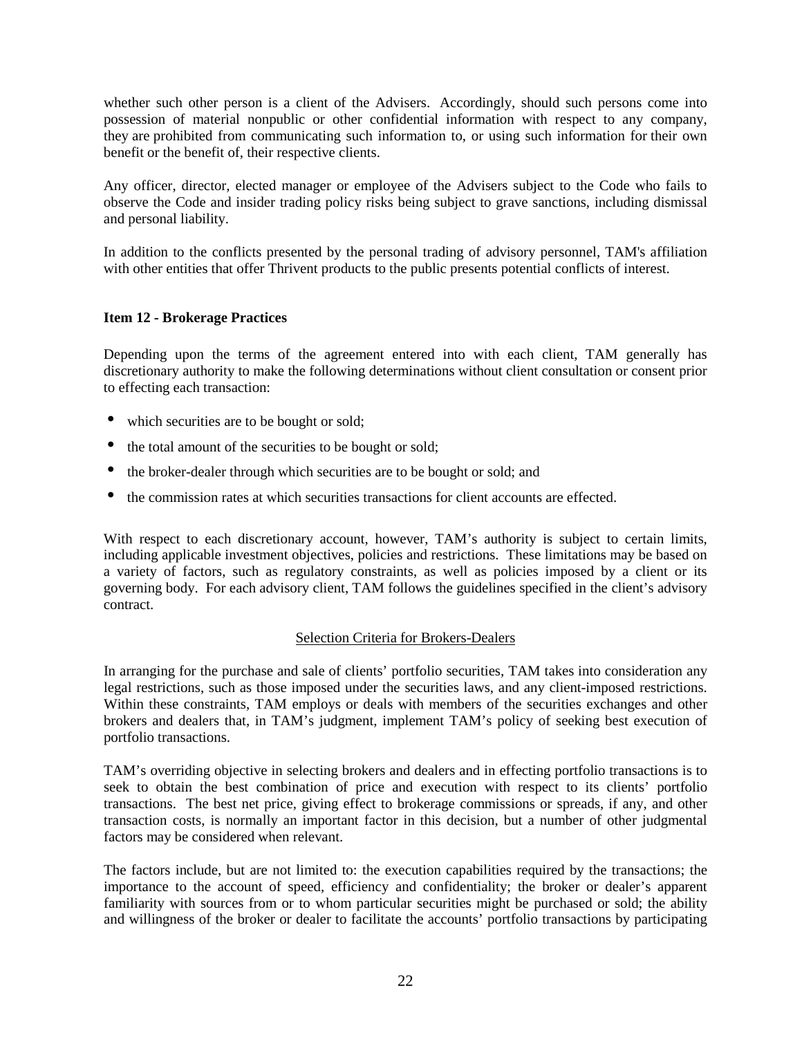whether such other person is a client of the Advisers. Accordingly, should such persons come into possession of material nonpublic or other confidential information with respect to any company, they are prohibited from communicating such information to, or using such information for their own benefit or the benefit of, their respective clients.

Any officer, director, elected manager or employee of the Advisers subject to the Code who fails to observe the Code and insider trading policy risks being subject to grave sanctions, including dismissal and personal liability.

In addition to the conflicts presented by the personal trading of advisory personnel, TAM's affiliation with other entities that offer Thrivent products to the public presents potential conflicts of interest.

## Item 12 - Brokerage Practices

Depending upon the terms of the agreement entered into with each client, TAM generally has discretionary authority to make the following determinations without client consultation or consent prior to effecting each transaction:

- which securities are to be bought or sold;
- the total amount of the securities to be bought or sold;
- the broker-dealer through which securities are to be bought or sold; and
- the commission rates at which securities transactions for client accounts are effected.

With respect to each discretionary account, however, TAM's authority is subject to certain limits, including applicable investment objectives, policies and restrictions. These limitations may be based on a variety of factors, such as regulatory constraints, as well as policies imposed by a client or its governing body. For each advisory client, TAM follows the guidelines specified in the client's advisory contract.

### Selection Criteria for Brokers-Dealers

In arranging for the purchase and sale of clients' portfolio securities, TAM takes into consideration any legal restrictions, such as those imposed under the securities laws, and any client-imposed restrictions. Within these constraints, TAM employs or deals with members of the securities exchanges and other brokers and dealers that, in TAM's judgment, implement TAM's policy of seeking best execution of portfolio transactions.

TAM's overriding objective in selecting brokers and dealers and in effecting portfolio transactions is to seek to obtain the best combination of price and execution with respect to its clients' portfolio transactions. The best net price, giving effect to brokerage commissions or spreads, if any, and other transaction costs, is normally an important factor in this decision, but a number of other judgmental factors may be considered when relevant.

The factors include, but are not limited to: the execution capabilities required by the transactions; the importance to the account of speed, efficiency and confidentiality; the broker or dealer's apparent familiarity with sources from or to whom particular securities might be purchased or sold; the ability and willingness of the broker or dealer to facilitate the accounts' portfolio transactions by participating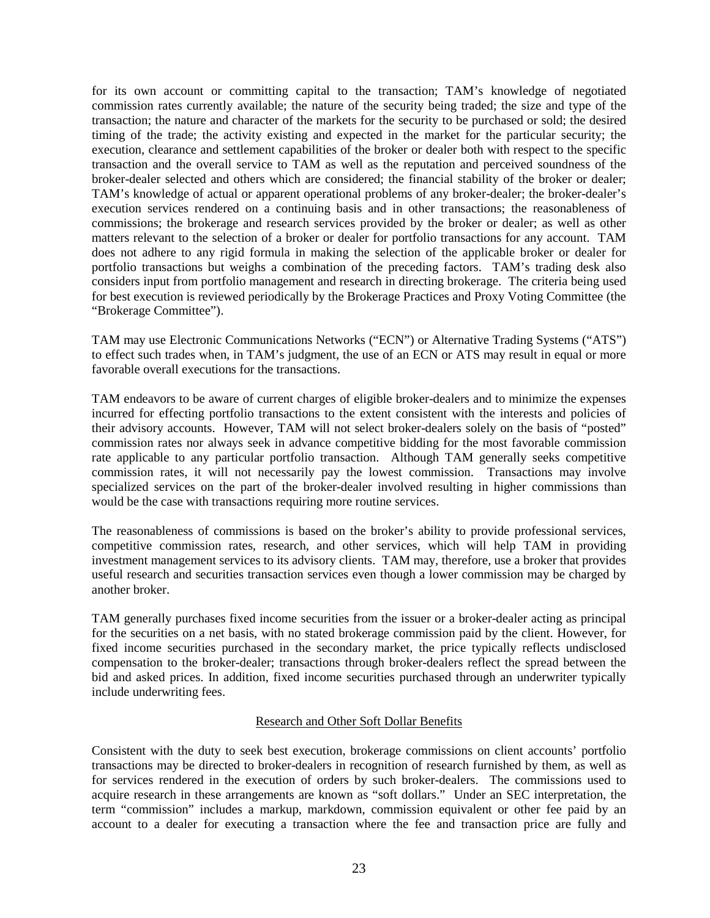for its own account or committing capital to the transaction; TAM's knowledge of negotiated commission rates currently available; the nature of the security being traded; the size and type of the transaction; the nature and character of the markets for the security to be purchased or sold; the desired timing of the trade; the activity existing and expected in the market for the particular security; the execution, clearance and settlement capabilities of the broker or dealer both with respect to the specific transaction and the overall service to TAM as well as the reputation and perceived soundness of the broker-dealer selected and others which are considered; the financial stability of the broker or dealer; TAM's knowledge of actual or apparent operational problems of any broker-dealer; the broker-dealer's execution services rendered on a continuing basis and in other transactions; the reasonableness of commissions; the brokerage and research services provided by the broker or dealer; as well as other matters relevant to the selection of a broker or dealer for portfolio transactions for any account. TAM does not adhere to any rigid formula in making the selection of the applicable broker or dealer for portfolio transactions but weighs a combination of the preceding factors. TAM's trading desk also considers input from portfolio management and research in directing brokerage. The criteria being used for best execution is reviewed periodically by the Brokerage Practices and Proxy Voting Committee (the "Brokerage Committee").

TAM may use Electronic Communications Networks ("ECN") or Alternative Trading Systems ("ATS") to effect such trades when, in TAM's judgment, the use of an ECN or ATS may result in equal or more favorable overall executions for the transactions.

TAM endeavors to be aware of current charges of eligible broker-dealers and to minimize the expenses incurred for effecting portfolio transactions to the extent consistent with the interests and policies of their advisory accounts. However, TAM will not select broker-dealers solely on the basis of "posted" commission rates nor always seek in advance competitive bidding for the most favorable commission rate applicable to any particular portfolio transaction. Although TAM generally seeks competitive commission rates, it will not necessarily pay the lowest commission. Transactions may involve specialized services on the part of the broker-dealer involved resulting in higher commissions than would be the case with transactions requiring more routine services.

The reasonableness of commissions is based on the broker's ability to provide professional services, competitive commission rates, research, and other services, which will help TAM in providing investment management services to its advisory clients. TAM may, therefore, use a broker that provides useful research and securities transaction services even though a lower commission may be charged by another broker.

TAM generally purchases fixed income securities from the issuer or a broker-dealer acting as principal for the securities on a net basis, with no stated brokerage commission paid by the client. However, for fixed income securities purchased in the secondary market, the price typically reflects undisclosed compensation to the broker-dealer; transactions through broker-dealers reflect the spread between the bid and asked prices. In addition, fixed income securities purchased through an underwriter typically include underwriting fees.

## Research and Other Soft Dollar Benefits

Consistent with the duty to seek best execution, brokerage commissions on client accounts' portfolio transactions may be directed to broker-dealers in recognition of research furnished by them, as well as for services rendered in the execution of orders by such broker-dealers. The commissions used to acquire research in these arrangements are known as "soft dollars." Under an SEC interpretation, the term "commission" includes a markup, markdown, commission equivalent or other fee paid by an account to a dealer for executing a transaction where the fee and transaction price are fully and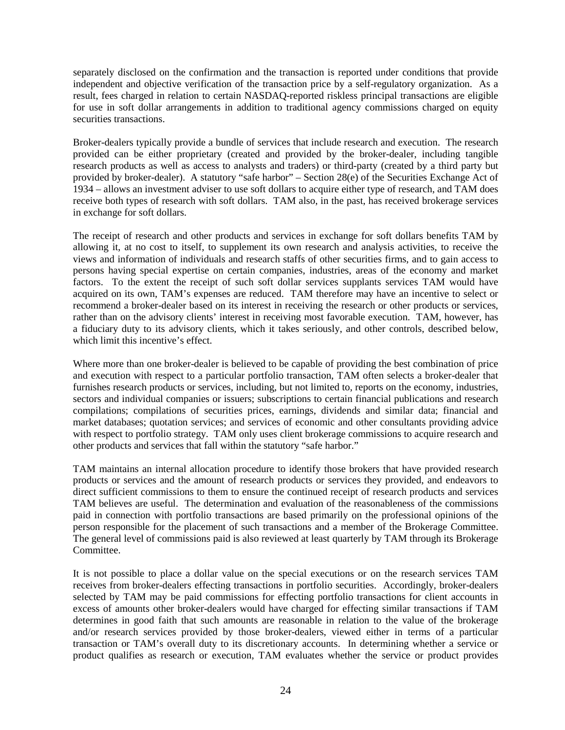separately disclosed on the confirmation and the transaction is reported under conditions that provide independent and objective verification of the transaction price by a self-regulatory organization. As a result, fees charged in relation to certain NASDAQ-reported riskless principal transactions are eligible for use in soft dollar arrangements in addition to traditional agency commissions charged on equity securities transactions.

Broker-dealers typically provide a bundle of services that include research and execution. The research provided can be either proprietary (created and provided by the broker-dealer, including tangible research products as well as access to analysts and traders) or third-party (created by a third party but provided by broker-dealer). A statutory "safe harbor" – Section 28(e) of the Securities Exchange Act of 1934 – allows an investment adviser to use soft dollars to acquire either type of research, and TAM does receive both types of research with soft dollars. TAM also, in the past, has received brokerage services in exchange for soft dollars.

The receipt of research and other products and services in exchange for soft dollars benefits TAM by allowing it, at no cost to itself, to supplement its own research and analysis activities, to receive the views and information of individuals and research staffs of other securities firms, and to gain access to persons having special expertise on certain companies, industries, areas of the economy and market factors. To the extent the receipt of such soft dollar services supplants services TAM would have acquired on its own, TAM's expenses are reduced. TAM therefore may have an incentive to select or recommend a broker-dealer based on its interest in receiving the research or other products or services, rather than on the advisory clients' interest in receiving most favorable execution. TAM, however, has a fiduciary duty to its advisory clients, which it takes seriously, and other controls, described below, which limit this incentive's effect.

Where more than one broker-dealer is believed to be capable of providing the best combination of price and execution with respect to a particular portfolio transaction, TAM often selects a broker-dealer that furnishes research products or services, including, but not limited to, reports on the economy, industries, sectors and individual companies or issuers; subscriptions to certain financial publications and research compilations; compilations of securities prices, earnings, dividends and similar data; financial and market databases; quotation services; and services of economic and other consultants providing advice with respect to portfolio strategy. TAM only uses client brokerage commissions to acquire research and other products and services that fall within the statutory "safe harbor."

TAM maintains an internal allocation procedure to identify those brokers that have provided research products or services and the amount of research products or services they provided, and endeavors to direct sufficient commissions to them to ensure the continued receipt of research products and services TAM believes are useful. The determination and evaluation of the reasonableness of the commissions paid in connection with portfolio transactions are based primarily on the professional opinions of the person responsible for the placement of such transactions and a member of the Brokerage Committee. The general level of commissions paid is also reviewed at least quarterly by TAM through its Brokerage Committee.

It is not possible to place a dollar value on the special executions or on the research services TAM receives from broker-dealers effecting transactions in portfolio securities. Accordingly, broker-dealers selected by TAM may be paid commissions for effecting portfolio transactions for client accounts in excess of amounts other broker-dealers would have charged for effecting similar transactions if TAM determines in good faith that such amounts are reasonable in relation to the value of the brokerage and/or research services provided by those broker-dealers, viewed either in terms of a particular transaction or TAM's overall duty to its discretionary accounts. In determining whether a service or product qualifies as research or execution, TAM evaluates whether the service or product provides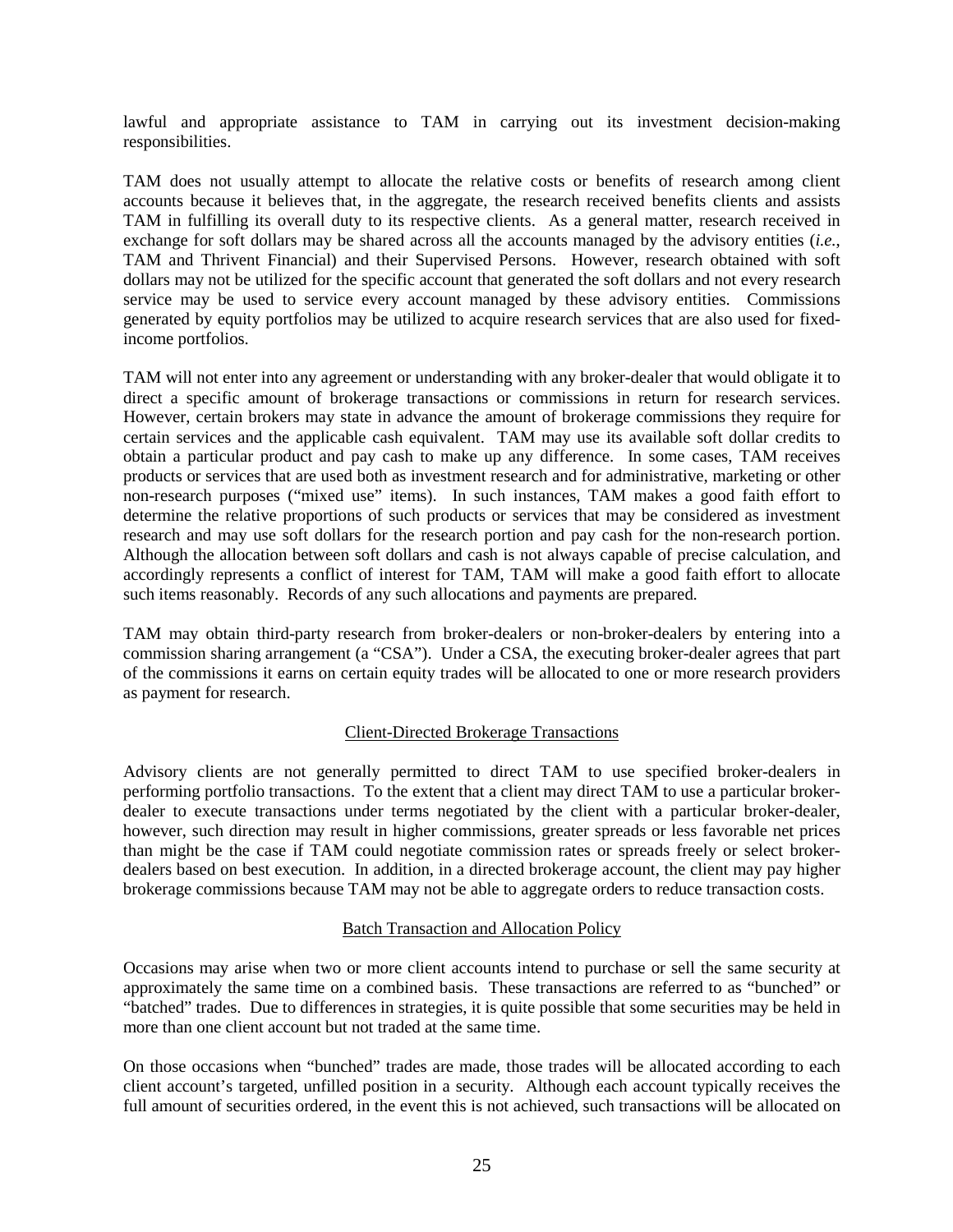lawful and appropriate assistance to TAM in carrying out its investment decision-making responsibilities.

TAM does not usually attempt to allocate the relative costs or benefits of research among client accounts because it believes that, in the aggregate, the research received benefits clients and assists TAM in fulfilling its overall duty to its respective clients. As a general matter, research received in exchange for soft dollars may be shared across all the accounts managed by the advisory entities (*i.e.*, TAM and Thrivent Financial) and their Supervised Persons. However, research obtained with soft dollars may not be utilized for the specific account that generated the soft dollars and not every research service may be used to service every account managed by these advisory entities. Commissions generated by equity portfolios may be utilized to acquire research services that are also used for fixed-income portfolios.

TAM will not enter into any agreement or understanding with any broker-dealer that would obligate it to direct a specific amount of brokerage transactions or commissions in return for research services. However, certain brokers may state in advance the amount of brokerage commissions they require for certain services and the applicable cash equivalent. TAM may use its available soft dollar credits to obtain a particular product and pay cash to make up any difference. In some cases, TAM receives products or services that are used both as investment research and for administrative, marketing or other non-research purposes ("mixed use" items). In such instances, TAM makes a good faith effort to determine the relative proportions of such products or services that may be considered as investment research and may use soft dollars for the research portion and pay cash for the non-research portion. Although the allocation between soft dollars and cash is not always capable of precise calculation, and accordingly represents a conflict of interest for TAM, TAM will make a good faith effort to allocate such items reasonably. Records of any such allocations and payments are prepared.

TAM may obtain third-party research from broker-dealers or non-broker-dealers by entering into a commission sharing arrangement (a "CSA"). Under a CSA, the executing broker-dealer agrees that part of the commissions it earns on certain equity trades will be allocated to one or more research providers as payment for research.

### Client-Directed Brokerage Transactions

Advisory clients are not generally permitted to direct TAM to use specified broker-dealers in performing portfolio transactions. To the extent that a client may direct TAM to use a particular broker-dealer to execute transactions under terms negotiated by the client with a particular broker-dealer, however, such direction may result in higher commissions, greater spreads or less favorable net prices than might be the case if TAM could negotiate commission rates or spreads freely or select broker-dealers based on best execution. In addition, in a directed brokerage account, the client may pay higher brokerage commissions because TAM may not be able to aggregate orders to reduce transaction costs.

### Batch Transaction and Allocation Policy

Occasions may arise when two or more client accounts intend to purchase or sell the same security at approximately the same time on a combined basis. These transactions are referred to as "bunched" or "batched" trades. Due to differences in strategies, it is quite possible that some securities may be held in more than one client account but not traded at the same time.

On those occasions when "bunched" trades are made, those trades will be allocated according to each client account's targeted, unfilled position in a security. Although each account typically receives the full amount of securities ordered, in the event this is not achieved, such transactions will be allocated on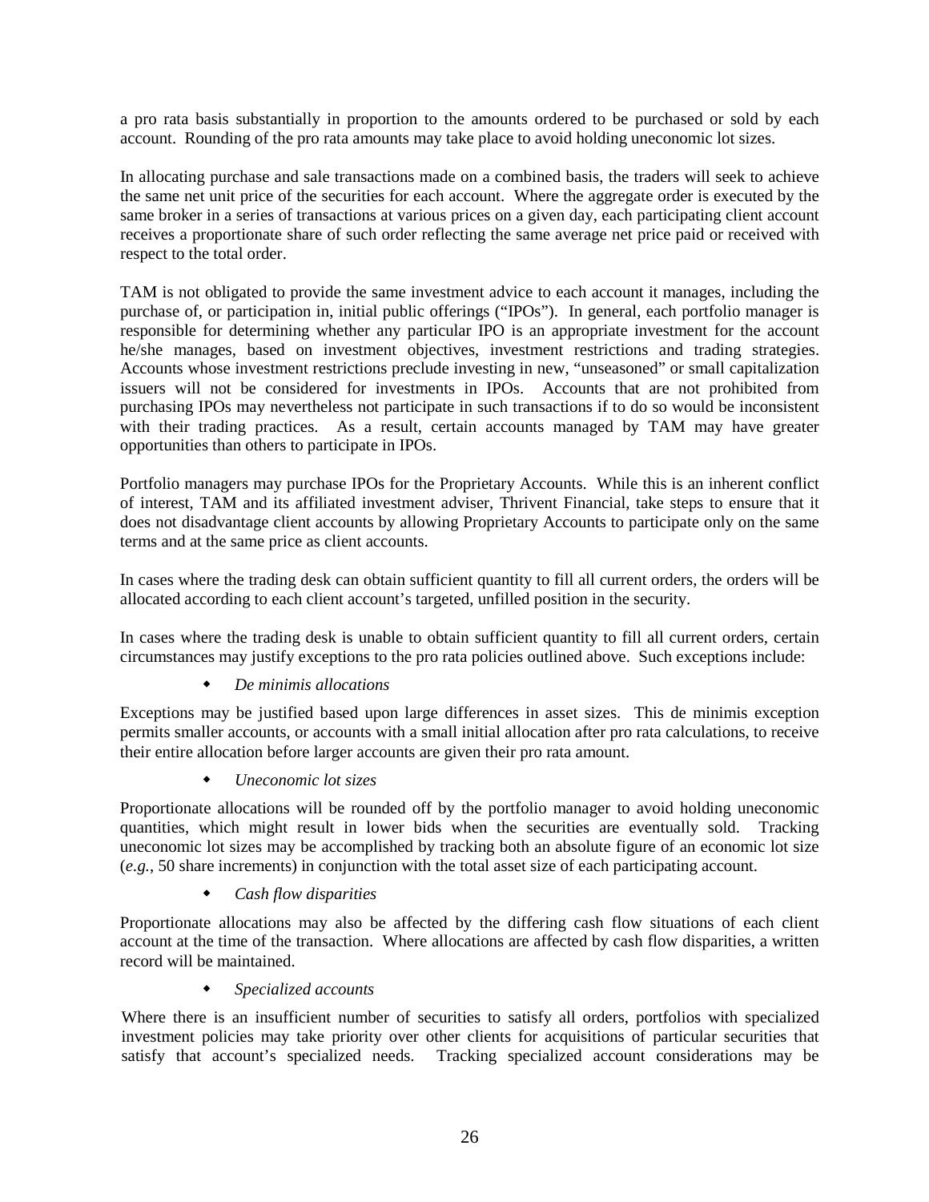a pro rata basis substantially in proportion to the amounts ordered to be purchased or sold by each account. Rounding of the pro rata amounts may take place to avoid holding uneconomic lot sizes.

In allocating purchase and sale transactions made on a combined basis, the traders will seek to achieve the same net unit price of the securities for each account. Where the aggregate order is executed by the same broker in a series of transactions at various prices on a given day, each participating client account receives a proportionate share of such order reflecting the same average net price paid or received with respect to the total order.

TAM is not obligated to provide the same investment advice to each account it manages, including the purchase of, or participation in, initial public offerings ("IPOs"). In general, each portfolio manager is responsible for determining whether any particular IPO is an appropriate investment for the account he/she manages, based on investment objectives, investment restrictions and trading strategies. Accounts whose investment restrictions preclude investing in new, "unseasoned" or small capitalization issuers will not be considered for investments in IPOs. Accounts that are not prohibited from purchasing IPOs may nevertheless not participate in such transactions if to do so would be inconsistent with their trading practices. As a result, certain accounts managed by TAM may have greater opportunities than others to participate in IPOs.

Portfolio managers may purchase IPOs for the Proprietary Accounts. While this is an inherent conflict of interest, TAM and its affiliated investment adviser, Thrivent Financial, take steps to ensure that it does not disadvantage client accounts by allowing Proprietary Accounts to participate only on the same terms and at the same price as client accounts.

In cases where the trading desk can obtain sufficient quantity to fill all current orders, the orders will be allocated according to each client account's targeted, unfilled position in the security.

In cases where the trading desk is unable to obtain sufficient quantity to fill all current orders, certain circumstances may justify exceptions to the pro rata policies outlined above. Such exceptions include:

- *De minimis allocations*

Exceptions may be justified based upon large differences in asset sizes. This de minimis exception permits smaller accounts, or accounts with a small initial allocation after pro rata calculations, to receive their entire allocation before larger accounts are given their pro rata amount.

- *Uneconomic lot sizes*

Proportionate allocations will be rounded off by the portfolio manager to avoid holding uneconomic quantities, which might result in lower bids when the securities are eventually sold. Tracking uneconomic lot sizes may be accomplished by tracking both an absolute figure of an economic lot size (*e.g.*, 50 share increments) in conjunction with the total asset size of each participating account.

- *Cash flow disparities*

Proportionate allocations may also be affected by the differing cash flow situations of each client account at the time of the transaction. Where allocations are affected by cash flow disparities, a written record will be maintained.

- *Specialized accounts*

Where there is an insufficient number of securities to satisfy all orders, portfolios with specialized investment policies may take priority over other clients for acquisitions of particular securities that satisfy that account's specialized needs. Tracking specialized account considerations may be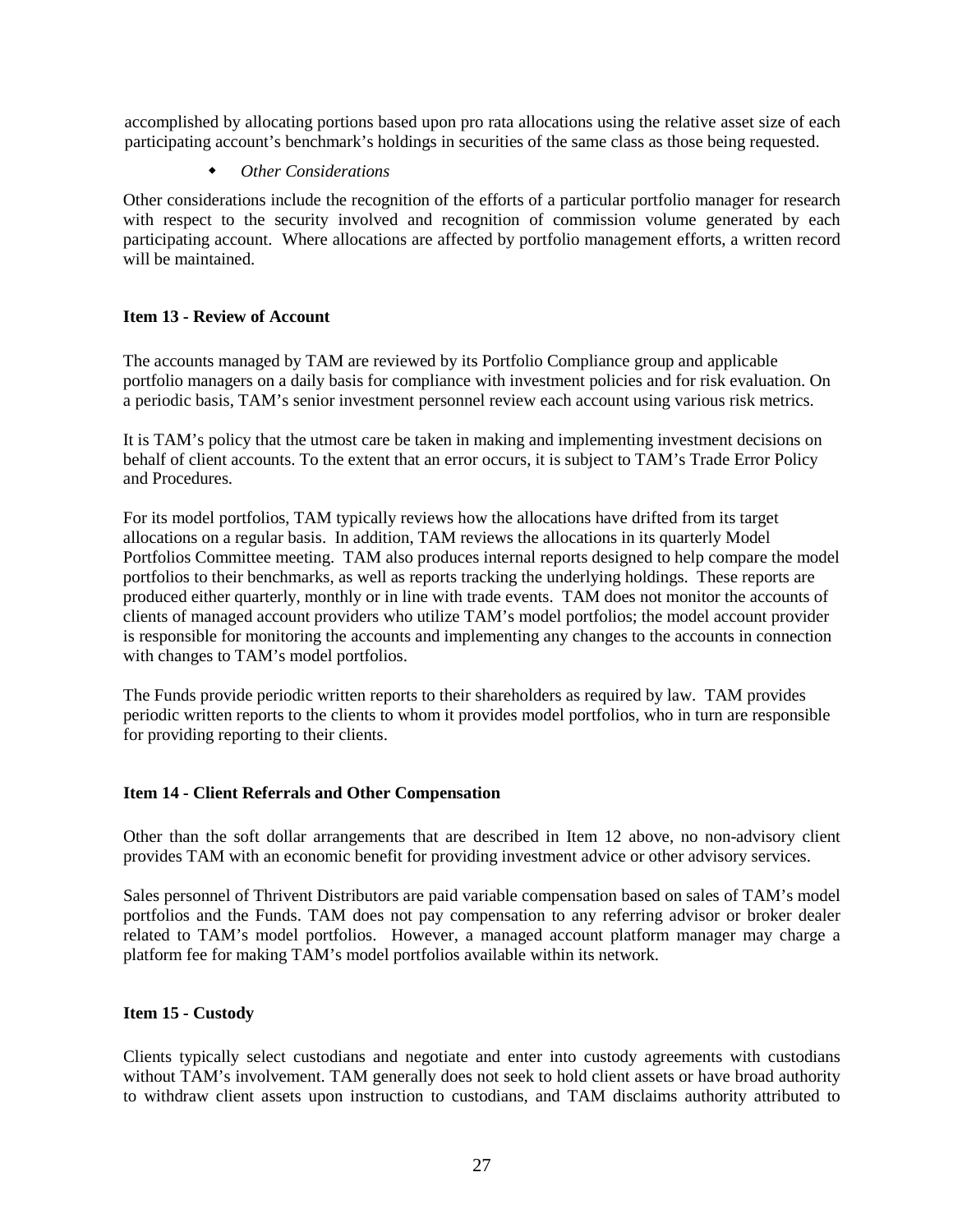accomplished by allocating portions based upon pro rata allocations using the relative asset size of each participating account's benchmark's holdings in securities of the same class as those being requested.

- *Other Considerations*

Other considerations include the recognition of the efforts of a particular portfolio manager for research with respect to the security involved and recognition of commission volume generated by each participating account. Where allocations are affected by portfolio management efforts, a written record will be maintained.

**Item 13 - Review of Account**

The accounts managed by TAM are reviewed by its Portfolio Compliance group and applicable portfolio managers on a daily basis for compliance with investment policies and for risk evaluation. On a periodic basis, TAM's senior investment personnel review each account using various risk metrics.

It is TAM's policy that the utmost care be taken in making and implementing investment decisions on behalf of client accounts. To the extent that an error occurs, it is subject to TAM's Trade Error Policy and Procedures.

For its model portfolios, TAM typically reviews how the allocations have drifted from its target allocations on a regular basis. In addition, TAM reviews the allocations in its quarterly Model Portfolios Committee meeting. TAM also produces internal reports designed to help compare the model portfolios to their benchmarks, as well as reports tracking the underlying holdings. These reports are produced either quarterly, monthly or in line with trade events. TAM does not monitor the accounts of clients of managed account providers who utilize TAM's model portfolios; the model account provider is responsible for monitoring the accounts and implementing any changes to the accounts in connection with changes to TAM's model portfolios.

The Funds provide periodic written reports to their shareholders as required by law. TAM provides periodic written reports to the clients to whom it provides model portfolios, who in turn are responsible for providing reporting to their clients.

**Item 14 - Client Referrals and Other Compensation**

Other than the soft dollar arrangements that are described in Item 12 above, no non-advisory client provides TAM with an economic benefit for providing investment advice or other advisory services.

Sales personnel of Thrivent Distributors are paid variable compensation based on sales of TAM's model portfolios and the Funds. TAM does not pay compensation to any referring advisor or broker dealer related to TAM's model portfolios. However, a managed account platform manager may charge a platform fee for making TAM's model portfolios available within its network.

**Item 15 - Custody**

Clients typically select custodians and negotiate and enter into custody agreements with custodians without TAM's involvement. TAM generally does not seek to hold client assets or have broad authority to withdraw client assets upon instruction to custodians, and TAM disclaims authority attributed to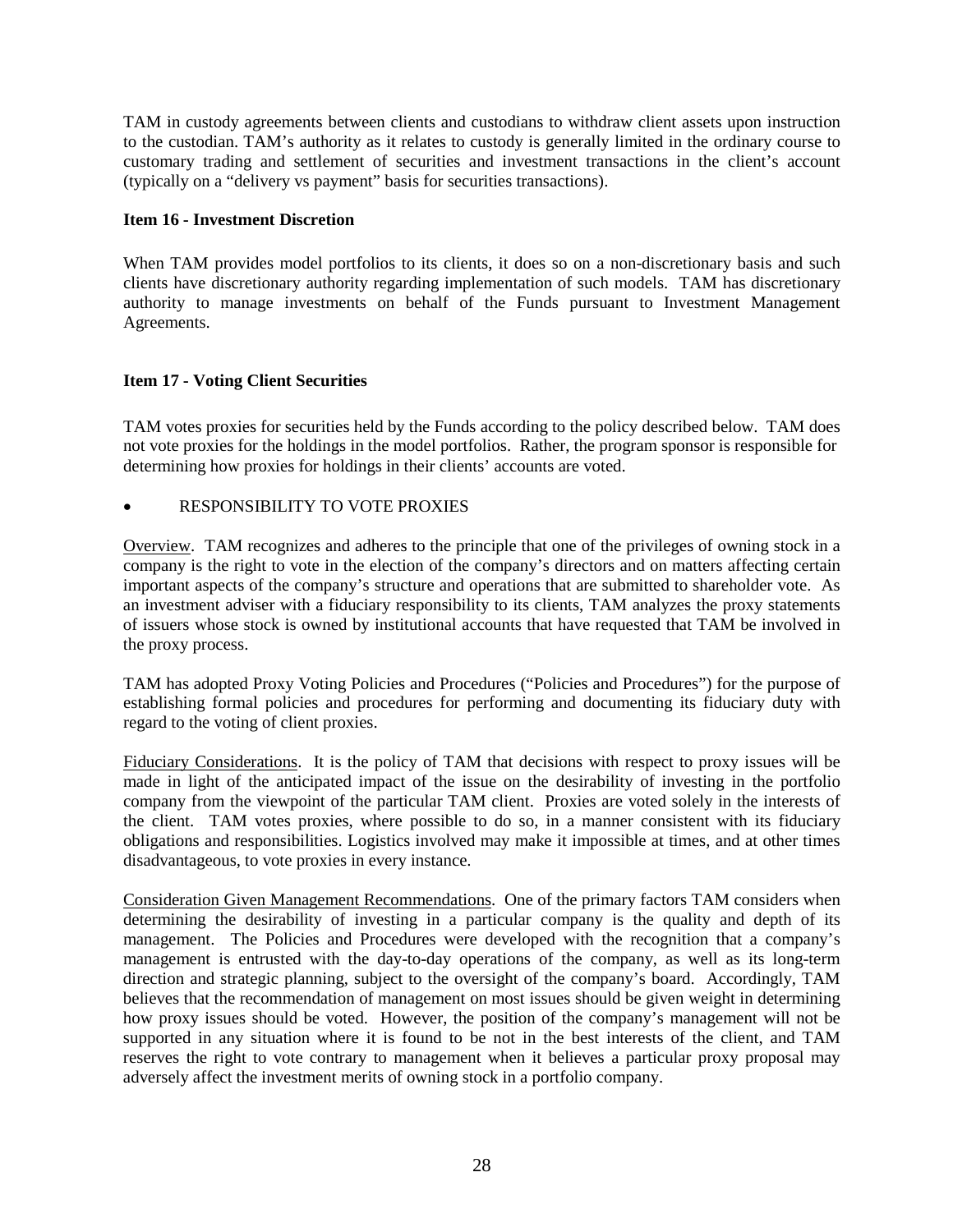TAM in custody agreements between clients and custodians to withdraw client assets upon instruction to the custodian. TAM's authority as it relates to custody is generally limited in the ordinary course to customary trading and settlement of securities and investment transactions in the client's account (typically on a "delivery vs payment" basis for securities transactions).

**Item 16 - Investment Discretion**

When TAM provides model portfolios to its clients, it does so on a non-discretionary basis and such clients have discretionary authority regarding implementation of such models. TAM has discretionary authority to manage investments on behalf of the Funds pursuant to Investment Management Agreements.

**Item 17 - Voting Client Securities**

TAM votes proxies for securities held by the Funds according to the policy described below. TAM does not vote proxies for the holdings in the model portfolios. Rather, the program sponsor is responsible for determining how proxies for holdings in their clients' accounts are voted.

- RESPONSIBILITY TO VOTE PROXIES

Overview. TAM recognizes and adheres to the principle that one of the privileges of owning stock in a company is the right to vote in the election of the company's directors and on matters affecting certain important aspects of the company's structure and operations that are submitted to shareholder vote. As an investment adviser with a fiduciary responsibility to its clients, TAM analyzes the proxy statements of issuers whose stock is owned by institutional accounts that have requested that TAM be involved in the proxy process.

TAM has adopted Proxy Voting Policies and Procedures ("Policies and Procedures") for the purpose of establishing formal policies and procedures for performing and documenting its fiduciary duty with regard to the voting of client proxies.

Fiduciary Considerations. It is the policy of TAM that decisions with respect to proxy issues will be made in light of the anticipated impact of the issue on the desirability of investing in the portfolio company from the viewpoint of the particular TAM client. Proxies are voted solely in the interests of the client. TAM votes proxies, where possible to do so, in a manner consistent with its fiduciary obligations and responsibilities. Logistics involved may make it impossible at times, and at other times disadvantageous, to vote proxies in every instance.

Consideration Given Management Recommendations. One of the primary factors TAM considers when determining the desirability of investing in a particular company is the quality and depth of its management. The Policies and Procedures were developed with the recognition that a company's management is entrusted with the day-to-day operations of the company, as well as its long-term direction and strategic planning, subject to the oversight of the company's board. Accordingly, TAM believes that the recommendation of management on most issues should be given weight in determining how proxy issues should be voted. However, the position of the company's management will not be supported in any situation where it is found to be not in the best interests of the client, and TAM reserves the right to vote contrary to management when it believes a particular proxy proposal may adversely affect the investment merits of owning stock in a portfolio company.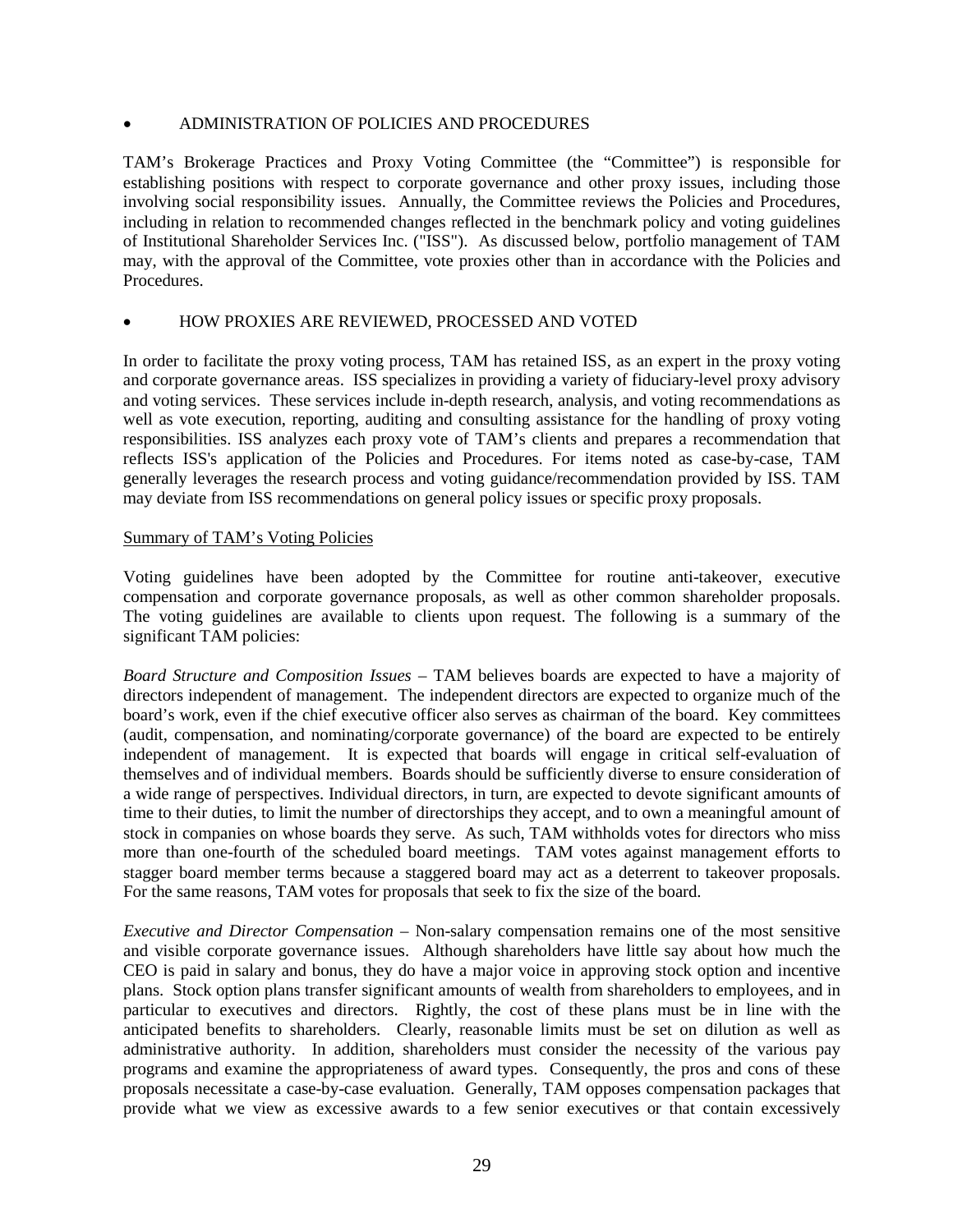- ADMINISTRATION OF POLICIES AND PROCEDURES

TAM's Brokerage Practices and Proxy Voting Committee (the "Committee") is responsible for establishing positions with respect to corporate governance and other proxy issues, including those involving social responsibility issues. Annually, the Committee reviews the Policies and Procedures, including in relation to recommended changes reflected in the benchmark policy and voting guidelines of Institutional Shareholder Services Inc. ("ISS"). As discussed below, portfolio management of TAM may, with the approval of the Committee, vote proxies other than in accordance with the Policies and Procedures.

- HOW PROXIES ARE REVIEWED, PROCESSED AND VOTED

In order to facilitate the proxy voting process, TAM has retained ISS, as an expert in the proxy voting and corporate governance areas. ISS specializes in providing a variety of fiduciary-level proxy advisory and voting services. These services include in-depth research, analysis, and voting recommendations as well as vote execution, reporting, auditing and consulting assistance for the handling of proxy voting responsibilities. ISS analyzes each proxy vote of TAM's clients and prepares a recommendation that reflects ISS's application of the Policies and Procedures. For items noted as case-by-case, TAM generally leverages the research process and voting guidance/recommendation provided by ISS. TAM may deviate from ISS recommendations on general policy issues or specific proxy proposals.

Summary of TAM's Voting Policies

Voting guidelines have been adopted by the Committee for routine anti-takeover, executive compensation and corporate governance proposals, as well as other common shareholder proposals. The voting guidelines are available to clients upon request. The following is a summary of the significant TAM policies:

*Board Structure and Composition Issues* – TAM believes boards are expected to have a majority of directors independent of management. The independent directors are expected to organize much of the board's work, even if the chief executive officer also serves as chairman of the board. Key committees (audit, compensation, and nominating/corporate governance) of the board are expected to be entirely independent of management. It is expected that boards will engage in critical self-evaluation of themselves and of individual members. Boards should be sufficiently diverse to ensure consideration of a wide range of perspectives. Individual directors, in turn, are expected to devote significant amounts of time to their duties, to limit the number of directorships they accept, and to own a meaningful amount of stock in companies on whose boards they serve. As such, TAM withholds votes for directors who miss more than one-fourth of the scheduled board meetings. TAM votes against management efforts to stagger board member terms because a staggered board may act as a deterrent to takeover proposals. For the same reasons, TAM votes for proposals that seek to fix the size of the board.

*Executive and Director Compensation* – Non-salary compensation remains one of the most sensitive and visible corporate governance issues. Although shareholders have little say about how much the CEO is paid in salary and bonus, they do have a major voice in approving stock option and incentive plans. Stock option plans transfer significant amounts of wealth from shareholders to employees, and in particular to executives and directors. Rightly, the cost of these plans must be in line with the anticipated benefits to shareholders. Clearly, reasonable limits must be set on dilution as well as administrative authority. In addition, shareholders must consider the necessity of the various pay programs and examine the appropriateness of award types. Consequently, the pros and cons of these proposals necessitate a case-by-case evaluation. Generally, TAM opposes compensation packages that provide what we view as excessive awards to a few senior executives or that contain excessively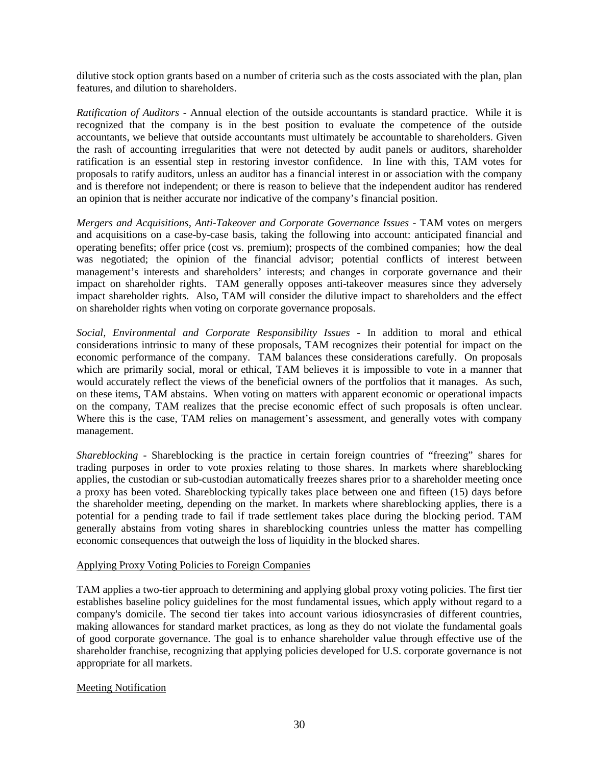dilutive stock option grants based on a number of criteria such as the costs associated with the plan, plan features, and dilution to shareholders.

*Ratification of Auditors* - Annual election of the outside accountants is standard practice. While it is recognized that the company is in the best position to evaluate the competence of the outside accountants, we believe that outside accountants must ultimately be accountable to shareholders. Given the rash of accounting irregularities that were not detected by audit panels or auditors, shareholder ratification is an essential step in restoring investor confidence. In line with this, TAM votes for proposals to ratify auditors, unless an auditor has a financial interest in or association with the company and is therefore not independent; or there is reason to believe that the independent auditor has rendered an opinion that is neither accurate nor indicative of the company's financial position.

*Mergers and Acquisitions, Anti-Takeover and Corporate Governance Issues* - TAM votes on mergers and acquisitions on a case-by-case basis, taking the following into account: anticipated financial and operating benefits; offer price (cost vs. premium); prospects of the combined companies; how the deal was negotiated; the opinion of the financial advisor; potential conflicts of interest between management's interests and shareholders' interests; and changes in corporate governance and their impact on shareholder rights. TAM generally opposes anti-takeover measures since they adversely impact shareholder rights. Also, TAM will consider the dilutive impact to shareholders and the effect on shareholder rights when voting on corporate governance proposals.

*Social, Environmental and Corporate Responsibility Issues* - In addition to moral and ethical considerations intrinsic to many of these proposals, TAM recognizes their potential for impact on the economic performance of the company. TAM balances these considerations carefully. On proposals which are primarily social, moral or ethical, TAM believes it is impossible to vote in a manner that would accurately reflect the views of the beneficial owners of the portfolios that it manages. As such, on these items, TAM abstains. When voting on matters with apparent economic or operational impacts on the company, TAM realizes that the precise economic effect of such proposals is often unclear. Where this is the case, TAM relies on management's assessment, and generally votes with company management.

*Shareblocking* - Shareblocking is the practice in certain foreign countries of "freezing" shares for trading purposes in order to vote proxies relating to those shares. In markets where shareblocking applies, the custodian or sub-custodian automatically freezes shares prior to a shareholder meeting once a proxy has been voted. Shareblocking typically takes place between one and fifteen (15) days before the shareholder meeting, depending on the market. In markets where shareblocking applies, there is a potential for a pending trade to fail if trade settlement takes place during the blocking period. TAM generally abstains from voting shares in shareblocking countries unless the matter has compelling economic consequences that outweigh the loss of liquidity in the blocked shares.

Applying Proxy Voting Policies to Foreign Companies

TAM applies a two-tier approach to determining and applying global proxy voting policies. The first tier establishes baseline policy guidelines for the most fundamental issues, which apply without regard to a company's domicile. The second tier takes into account various idiosyncrasies of different countries, making allowances for standard market practices, as long as they do not violate the fundamental goals of good corporate governance. The goal is to enhance shareholder value through effective use of the shareholder franchise, recognizing that applying policies developed for U.S. corporate governance is not appropriate for all markets.

Meeting Notification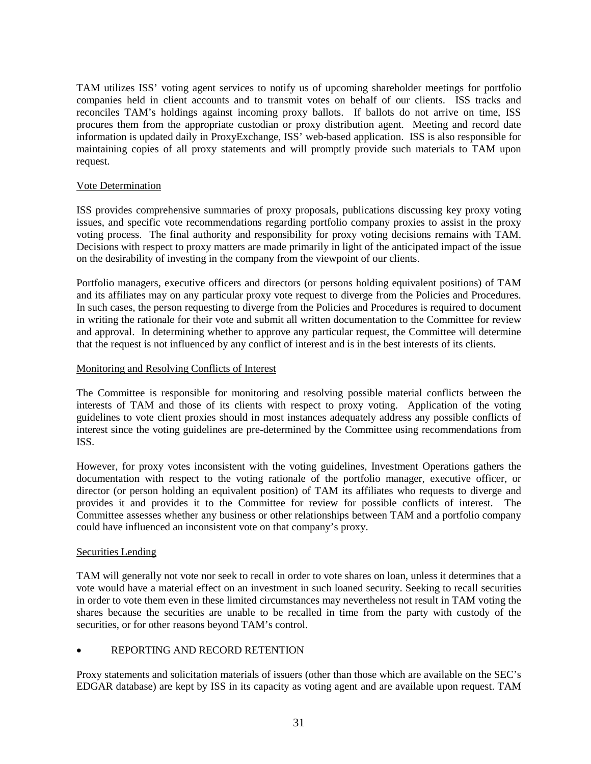TAM utilizes ISS' voting agent services to notify us of upcoming shareholder meetings for portfolio companies held in client accounts and to transmit votes on behalf of our clients. ISS tracks and reconciles TAM's holdings against incoming proxy ballots. If ballots do not arrive on time, ISS procures them from the appropriate custodian or proxy distribution agent. Meeting and record date information is updated daily in ProxyExchange, ISS' web-based application. ISS is also responsible for maintaining copies of all proxy statements and will promptly provide such materials to TAM upon request.

Vote Determination

ISS provides comprehensive summaries of proxy proposals, publications discussing key proxy voting issues, and specific vote recommendations regarding portfolio company proxies to assist in the proxy voting process. The final authority and responsibility for proxy voting decisions remains with TAM. Decisions with respect to proxy matters are made primarily in light of the anticipated impact of the issue on the desirability of investing in the company from the viewpoint of our clients.

Portfolio managers, executive officers and directors (or persons holding equivalent positions) of TAM and its affiliates may on any particular proxy vote request to diverge from the Policies and Procedures. In such cases, the person requesting to diverge from the Policies and Procedures is required to document in writing the rationale for their vote and submit all written documentation to the Committee for review and approval. In determining whether to approve any particular request, the Committee will determine that the request is not influenced by any conflict of interest and is in the best interests of its clients.

Monitoring and Resolving Conflicts of Interest

The Committee is responsible for monitoring and resolving possible material conflicts between the interests of TAM and those of its clients with respect to proxy voting. Application of the voting guidelines to vote client proxies should in most instances adequately address any possible conflicts of interest since the voting guidelines are pre-determined by the Committee using recommendations from ISS.

However, for proxy votes inconsistent with the voting guidelines, Investment Operations gathers the documentation with respect to the voting rationale of the portfolio manager, executive officer, or director (or person holding an equivalent position) of TAM its affiliates who requests to diverge and provides it and provides it to the Committee for review for possible conflicts of interest. The Committee assesses whether any business or other relationships between TAM and a portfolio company could have influenced an inconsistent vote on that company's proxy.

Securities Lending

TAM will generally not vote nor seek to recall in order to vote shares on loan, unless it determines that a vote would have a material effect on an investment in such loaned security. Seeking to recall securities in order to vote them even in these limited circumstances may nevertheless not result in TAM voting the shares because the securities are unable to be recalled in time from the party with custody of the securities, or for other reasons beyond TAM's control.

- REPORTING AND RECORD RETENTION

Proxy statements and solicitation materials of issuers (other than those which are available on the SEC's EDGAR database) are kept by ISS in its capacity as voting agent and are available upon request. TAM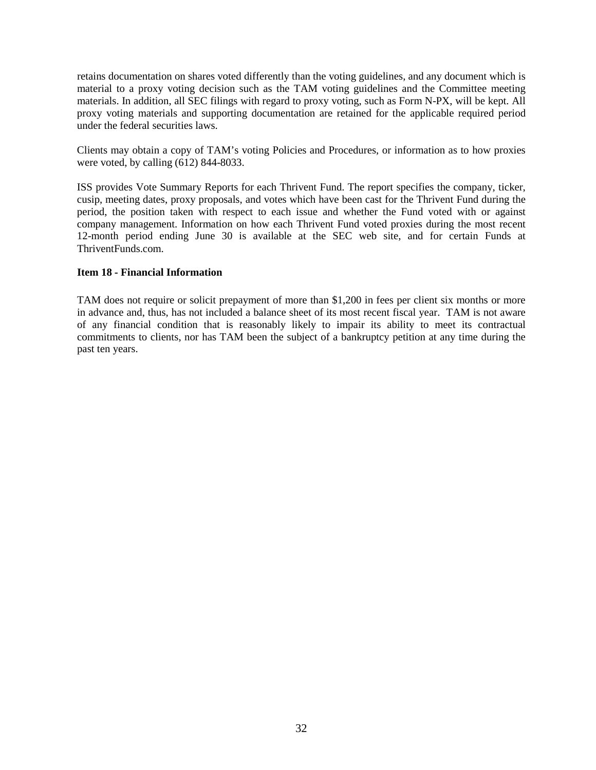retains documentation on shares voted differently than the voting guidelines, and any document which is material to a proxy voting decision such as the TAM voting guidelines and the Committee meeting materials. In addition, all SEC filings with regard to proxy voting, such as Form N-PX, will be kept. All proxy voting materials and supporting documentation are retained for the applicable required period under the federal securities laws.

Clients may obtain a copy of TAM's voting Policies and Procedures, or information as to how proxies were voted, by calling (612) 844-8033.

ISS provides Vote Summary Reports for each Thrivent Fund. The report specifies the company, ticker, cusip, meeting dates, proxy proposals, and votes which have been cast for the Thrivent Fund during the period, the position taken with respect to each issue and whether the Fund voted with or against company management. Information on how each Thrivent Fund voted proxies during the most recent 12-month period ending June 30 is available at the SEC web site, and for certain Funds at ThriventFunds.com.

**Item 18 - Financial Information**

TAM does not require or solicit prepayment of more than $1,200 in fees per client six months or more in advance and, thus, has not included a balance sheet of its most recent fiscal year. TAM is not aware of any financial condition that is reasonably likely to impair its ability to meet its contractual commitments to clients, nor has TAM been the subject of a bankruptcy petition at any time during the past ten years.